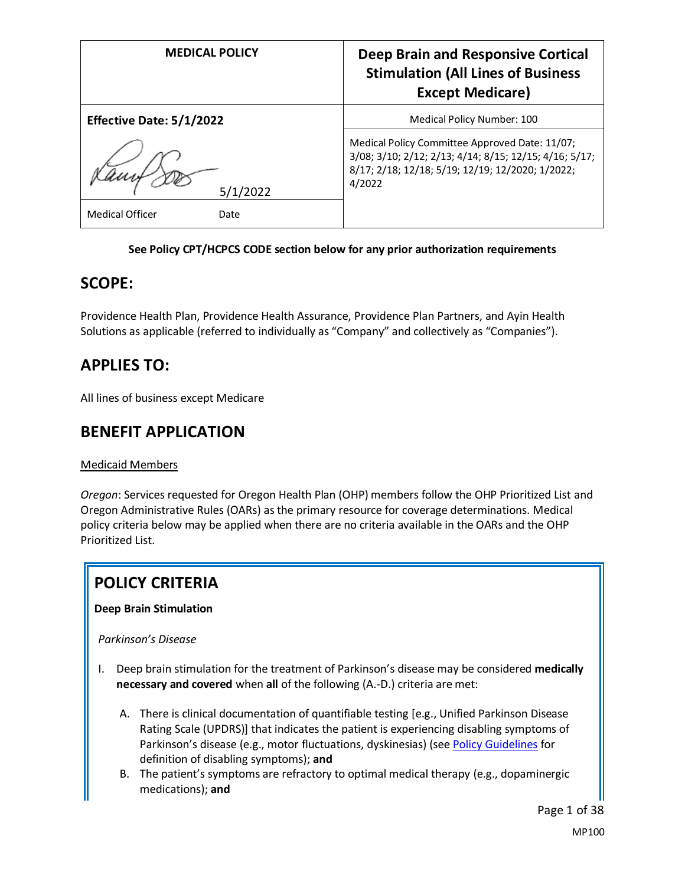| MEDICAL POLICY | Deep Brain and Responsive Cortical Stimulation (All Lines of Business Except Medicare) |
| --- | --- |
| **Effective Date: 5/1/2022** | Medical Policy Number: 100 |
| 5/1/2022 | Medical Policy Committee Approved Date: 11/07; 3/08; 3/10; 2/12; 2/13; 4/14; 8/15; 12/15; 4/16; 5/17; 8/17; 2/18; 12/18; 5/19; 12/19; 12/2020; 1/2022; 4/2022 |
| Medical Officer Date | |

**See Policy CPT/HCPCS CODE section below for any prior authorization requirements**

## SCOPE:

Providence Health Plan, Providence Health Assurance, Providence Plan Partners, and Ayin Health Solutions as applicable (referred to individually as "Company" and collectively as "Companies").

## APPLIES TO:

All lines of business except Medicare

## BENEFIT APPLICATION

Medicaid Members

*Oregon*: Services requested for Oregon Health Plan (OHP) members follow the OHP Prioritized List and Oregon Administrative Rules (OARs) as the primary resource for coverage determinations. Medical policy criteria below may be applied when there are no criteria available in the OARs and the OHP Prioritized List.

## POLICY CRITERIA

**Deep Brain Stimulation**

*Parkinson's Disease*

I. Deep brain stimulation for the treatment of Parkinson's disease may be considered **medically necessary and covered** when **all** of the following (A.-D.) criteria are met:

   A. There is clinical documentation of quantifiable testing [e.g., Unified Parkinson Disease Rating Scale (UPDRS)] that indicates the patient is experiencing disabling symptoms of Parkinson's disease (e.g., motor fluctuations, dyskinesias) (see Policy Guidelines for definition of disabling symptoms); **and**
   B. The patient's symptoms are refractory to optimal medical therapy (e.g., dopaminergic medications); **and**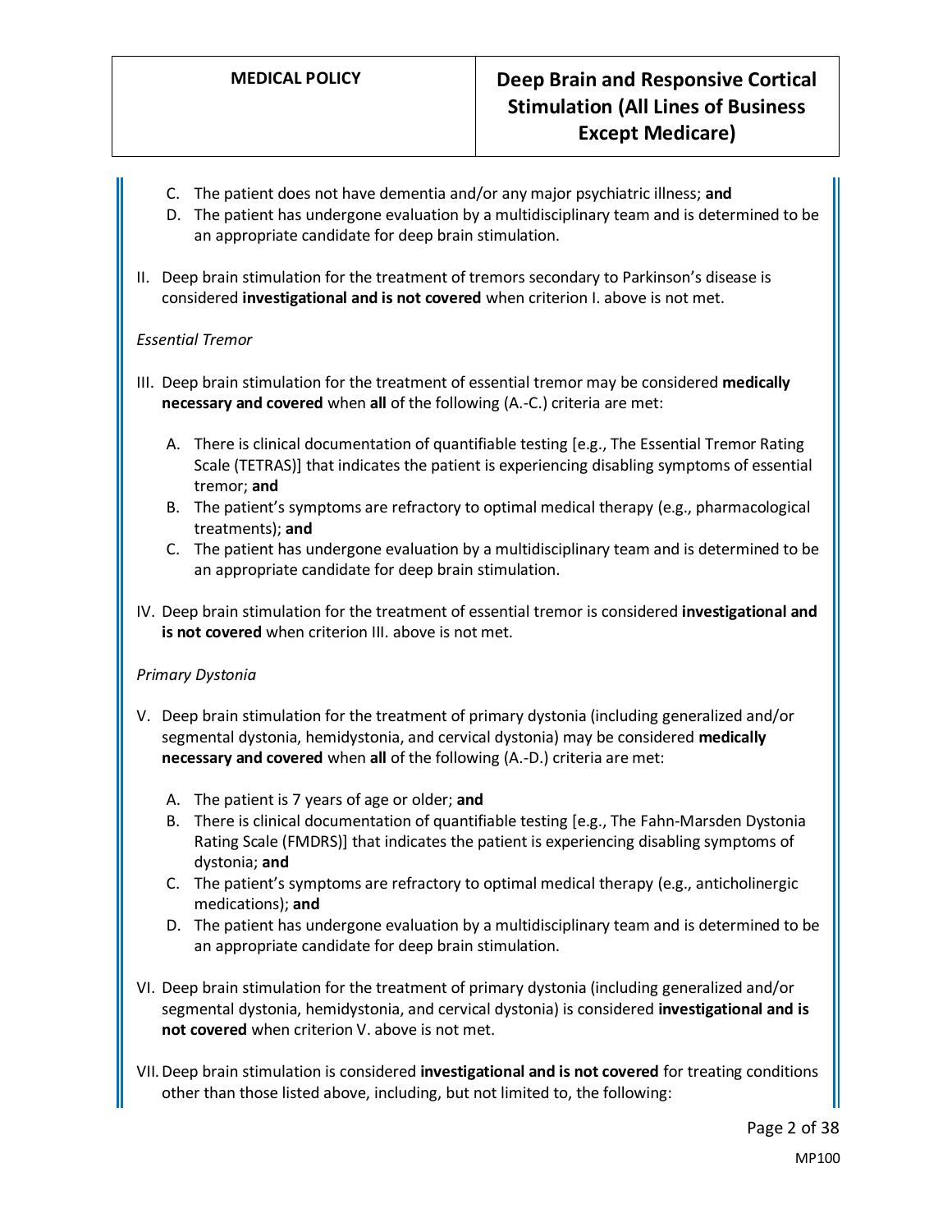C. The patient does not have dementia and/or any major psychiatric illness; **and**
   D. The patient has undergone evaluation by a multidisciplinary team and is determined to be an appropriate candidate for deep brain stimulation.

II. Deep brain stimulation for the treatment of tremors secondary to Parkinson's disease is considered **investigational and is not covered** when criterion I. above is not met.

*Essential Tremor*

III. Deep brain stimulation for the treatment of essential tremor may be considered **medically necessary and covered** when **all** of the following (A.-C.) criteria are met:

   A. There is clinical documentation of quantifiable testing [e.g., The Essential Tremor Rating Scale (TETRAS)] that indicates the patient is experiencing disabling symptoms of essential tremor; **and**
   B. The patient's symptoms are refractory to optimal medical therapy (e.g., pharmacological treatments); **and**
   C. The patient has undergone evaluation by a multidisciplinary team and is determined to be an appropriate candidate for deep brain stimulation.

IV. Deep brain stimulation for the treatment of essential tremor is considered **investigational and is not covered** when criterion III. above is not met.

*Primary Dystonia*

V. Deep brain stimulation for the treatment of primary dystonia (including generalized and/or segmental dystonia, hemidystonia, and cervical dystonia) may be considered **medically necessary and covered** when **all** of the following (A.-D.) criteria are met:

   A. The patient is 7 years of age or older; **and**
   B. There is clinical documentation of quantifiable testing [e.g., The Fahn-Marsden Dystonia Rating Scale (FMDRS)] that indicates the patient is experiencing disabling symptoms of dystonia; **and**
   C. The patient's symptoms are refractory to optimal medical therapy (e.g., anticholinergic medications); **and**
   D. The patient has undergone evaluation by a multidisciplinary team and is determined to be an appropriate candidate for deep brain stimulation.

VI. Deep brain stimulation for the treatment of primary dystonia (including generalized and/or segmental dystonia, hemidystonia, and cervical dystonia) is considered **investigational and is not covered** when criterion V. above is not met.

VII. Deep brain stimulation is considered **investigational and is not covered** for treating conditions other than those listed above, including, but not limited to, the following: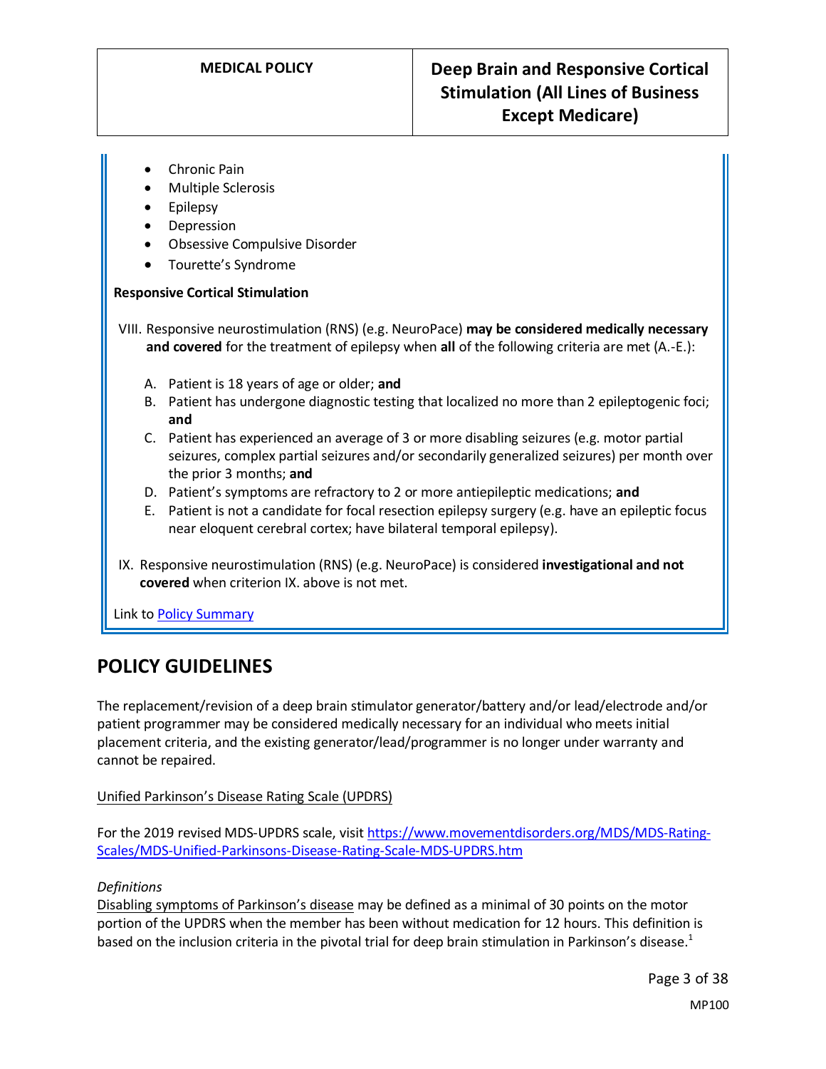- Chronic Pain
- Multiple Sclerosis
- Epilepsy
- Depression
- Obsessive Compulsive Disorder
- Tourette's Syndrome

**Responsive Cortical Stimulation**

VIII. Responsive neurostimulation (RNS) (e.g. NeuroPace) **may be considered medically necessary and covered** for the treatment of epilepsy when **all** of the following criteria are met (A.-E.):

A. Patient is 18 years of age or older; **and**
B. Patient has undergone diagnostic testing that localized no more than 2 epileptogenic foci; **and**
C. Patient has experienced an average of 3 or more disabling seizures (e.g. motor partial seizures, complex partial seizures and/or secondarily generalized seizures) per month over the prior 3 months; **and**
D. Patient's symptoms are refractory to 2 or more antiepileptic medications; **and**
E. Patient is not a candidate for focal resection epilepsy surgery (e.g. have an epileptic focus near eloquent cerebral cortex; have bilateral temporal epilepsy).

IX. Responsive neurostimulation (RNS) (e.g. NeuroPace) is considered **investigational and not covered** when criterion IX. above is not met.

Link to Policy Summary

## POLICY GUIDELINES

The replacement/revision of a deep brain stimulator generator/battery and/or lead/electrode and/or patient programmer may be considered medically necessary for an individual who meets initial placement criteria, and the existing generator/lead/programmer is no longer under warranty and cannot be repaired.

Unified Parkinson's Disease Rating Scale (UPDRS)

For the 2019 revised MDS-UPDRS scale, visit https://www.movementdisorders.org/MDS/MDS-Rating-Scales/MDS-Unified-Parkinsons-Disease-Rating-Scale-MDS-UPDRS.htm

*Definitions*

Disabling symptoms of Parkinson's disease may be defined as a minimal of 30 points on the motor portion of the UPDRS when the member has been without medication for 12 hours. This definition is based on the inclusion criteria in the pivotal trial for deep brain stimulation in Parkinson's disease.[1]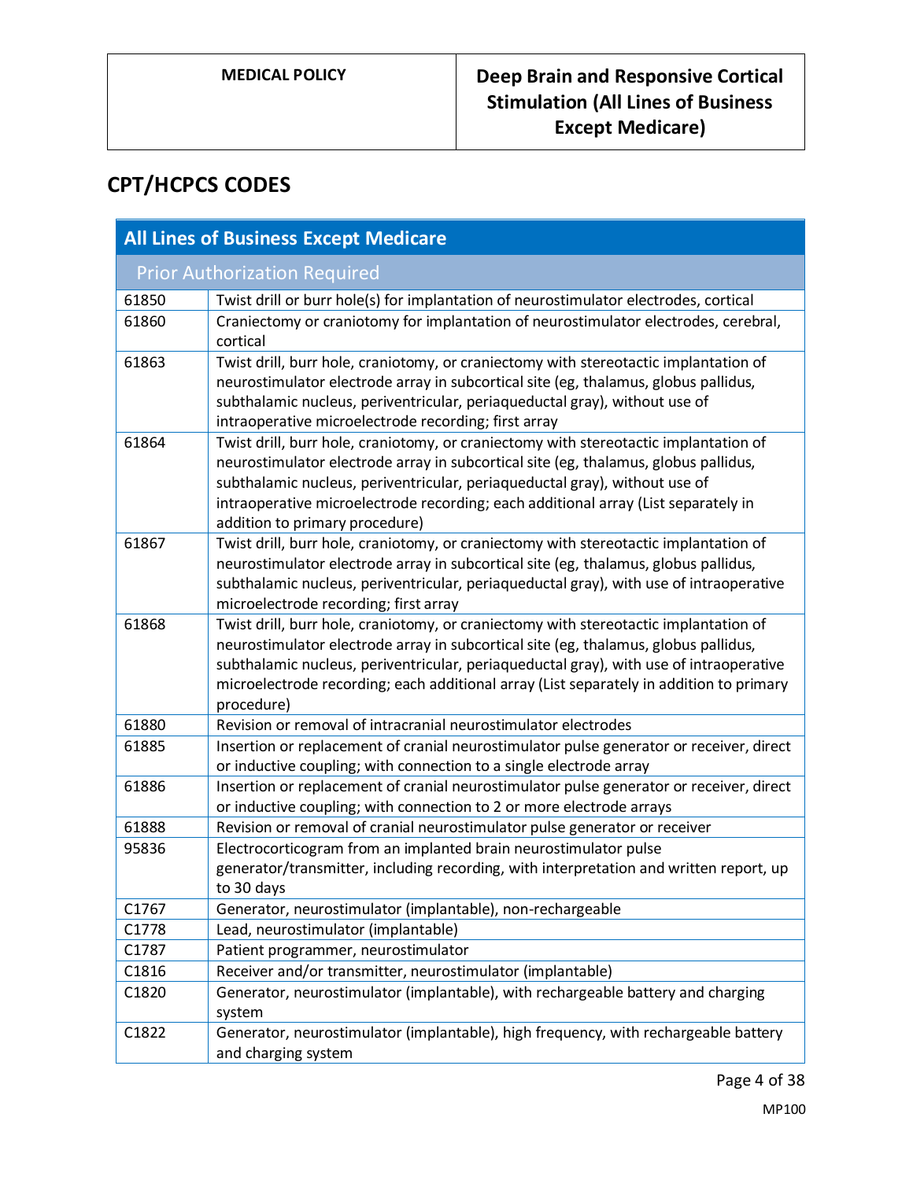| MEDICAL POLICY | Deep Brain and Responsive Cortical Stimulation (All Lines of Business Except Medicare) |
|---|---|

## CPT/HCPCS CODES

| All Lines of Business Except Medicare | |
|---|---|
| **Prior Authorization Required** | |
| 61850 | Twist drill or burr hole(s) for implantation of neurostimulator electrodes, cortical |
| 61860 | Craniectomy or craniotomy for implantation of neurostimulator electrodes, cerebral, cortical |
| 61863 | Twist drill, burr hole, craniotomy, or craniectomy with stereotactic implantation of neurostimulator electrode array in subcortical site (eg, thalamus, globus pallidus, subthalamic nucleus, periventricular, periaqueductal gray), without use of intraoperative microelectrode recording; first array |
| 61864 | Twist drill, burr hole, craniotomy, or craniectomy with stereotactic implantation of neurostimulator electrode array in subcortical site (eg, thalamus, globus pallidus, subthalamic nucleus, periventricular, periaqueductal gray), without use of intraoperative microelectrode recording; each additional array (List separately in addition to primary procedure) |
| 61867 | Twist drill, burr hole, craniotomy, or craniectomy with stereotactic implantation of neurostimulator electrode array in subcortical site (eg, thalamus, globus pallidus, subthalamic nucleus, periventricular, periaqueductal gray), with use of intraoperative microelectrode recording; first array |
| 61868 | Twist drill, burr hole, craniotomy, or craniectomy with stereotactic implantation of neurostimulator electrode array in subcortical site (eg, thalamus, globus pallidus, subthalamic nucleus, periventricular, periaqueductal gray), with use of intraoperative microelectrode recording; each additional array (List separately in addition to primary procedure) |
| 61880 | Revision or removal of intracranial neurostimulator electrodes |
| 61885 | Insertion or replacement of cranial neurostimulator pulse generator or receiver, direct or inductive coupling; with connection to a single electrode array |
| 61886 | Insertion or replacement of cranial neurostimulator pulse generator or receiver, direct or inductive coupling; with connection to 2 or more electrode arrays |
| 61888 | Revision or removal of cranial neurostimulator pulse generator or receiver |
| 95836 | Electrocorticogram from an implanted brain neurostimulator pulse generator/transmitter, including recording, with interpretation and written report, up to 30 days |
| C1767 | Generator, neurostimulator (implantable), non-rechargeable |
| C1778 | Lead, neurostimulator (implantable) |
| C1787 | Patient programmer, neurostimulator |
| C1816 | Receiver and/or transmitter, neurostimulator (implantable) |
| C1820 | Generator, neurostimulator (implantable), with rechargeable battery and charging system |
| C1822 | Generator, neurostimulator (implantable), high frequency, with rechargeable battery and charging system |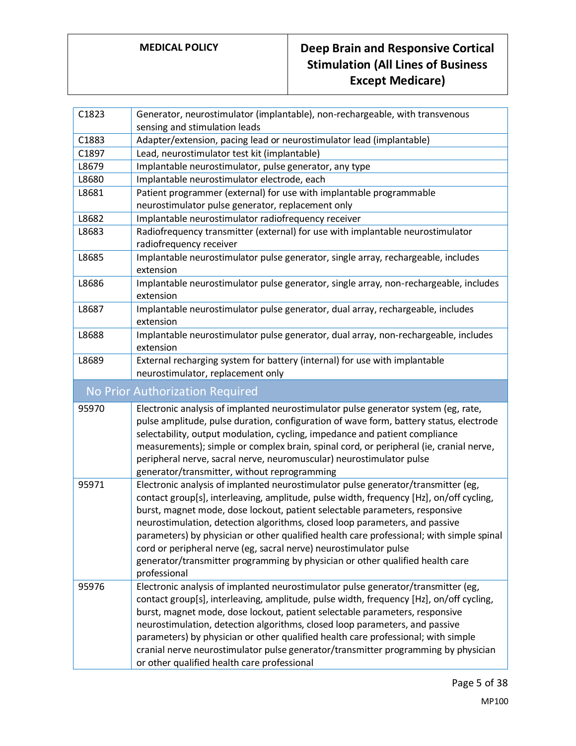| | |
|---|---|
| C1823 | Generator, neurostimulator (implantable), non-rechargeable, with transvenous sensing and stimulation leads |
| C1883 | Adapter/extension, pacing lead or neurostimulator lead (implantable) |
| C1897 | Lead, neurostimulator test kit (implantable) |
| L8679 | Implantable neurostimulator, pulse generator, any type |
| L8680 | Implantable neurostimulator electrode, each |
| L8681 | Patient programmer (external) for use with implantable programmable neurostimulator pulse generator, replacement only |
| L8682 | Implantable neurostimulator radiofrequency receiver |
| L8683 | Radiofrequency transmitter (external) for use with implantable neurostimulator radiofrequency receiver |
| L8685 | Implantable neurostimulator pulse generator, single array, rechargeable, includes extension |
| L8686 | Implantable neurostimulator pulse generator, single array, non-rechargeable, includes extension |
| L8687 | Implantable neurostimulator pulse generator, dual array, rechargeable, includes extension |
| L8688 | Implantable neurostimulator pulse generator, dual array, non-rechargeable, includes extension |
| L8689 | External recharging system for battery (internal) for use with implantable neurostimulator, replacement only |
| **No Prior Authorization Required** | |
| 95970 | Electronic analysis of implanted neurostimulator pulse generator system (eg, rate, pulse amplitude, pulse duration, configuration of wave form, battery status, electrode selectability, output modulation, cycling, impedance and patient compliance measurements); simple or complex brain, spinal cord, or peripheral (ie, cranial nerve, peripheral nerve, sacral nerve, neuromuscular) neurostimulator pulse generator/transmitter, without reprogramming |
| 95971 | Electronic analysis of implanted neurostimulator pulse generator/transmitter (eg, contact group[s], interleaving, amplitude, pulse width, frequency [Hz], on/off cycling, burst, magnet mode, dose lockout, patient selectable parameters, responsive neurostimulation, detection algorithms, closed loop parameters, and passive parameters) by physician or other qualified health care professional; with simple spinal cord or peripheral nerve (eg, sacral nerve) neurostimulator pulse generator/transmitter programming by physician or other qualified health care professional |
| 95976 | Electronic analysis of implanted neurostimulator pulse generator/transmitter (eg, contact group[s], interleaving, amplitude, pulse width, frequency [Hz], on/off cycling, burst, magnet mode, dose lockout, patient selectable parameters, responsive neurostimulation, detection algorithms, closed loop parameters, and passive parameters) by physician or other qualified health care professional; with simple cranial nerve neurostimulator pulse generator/transmitter programming by physician or other qualified health care professional |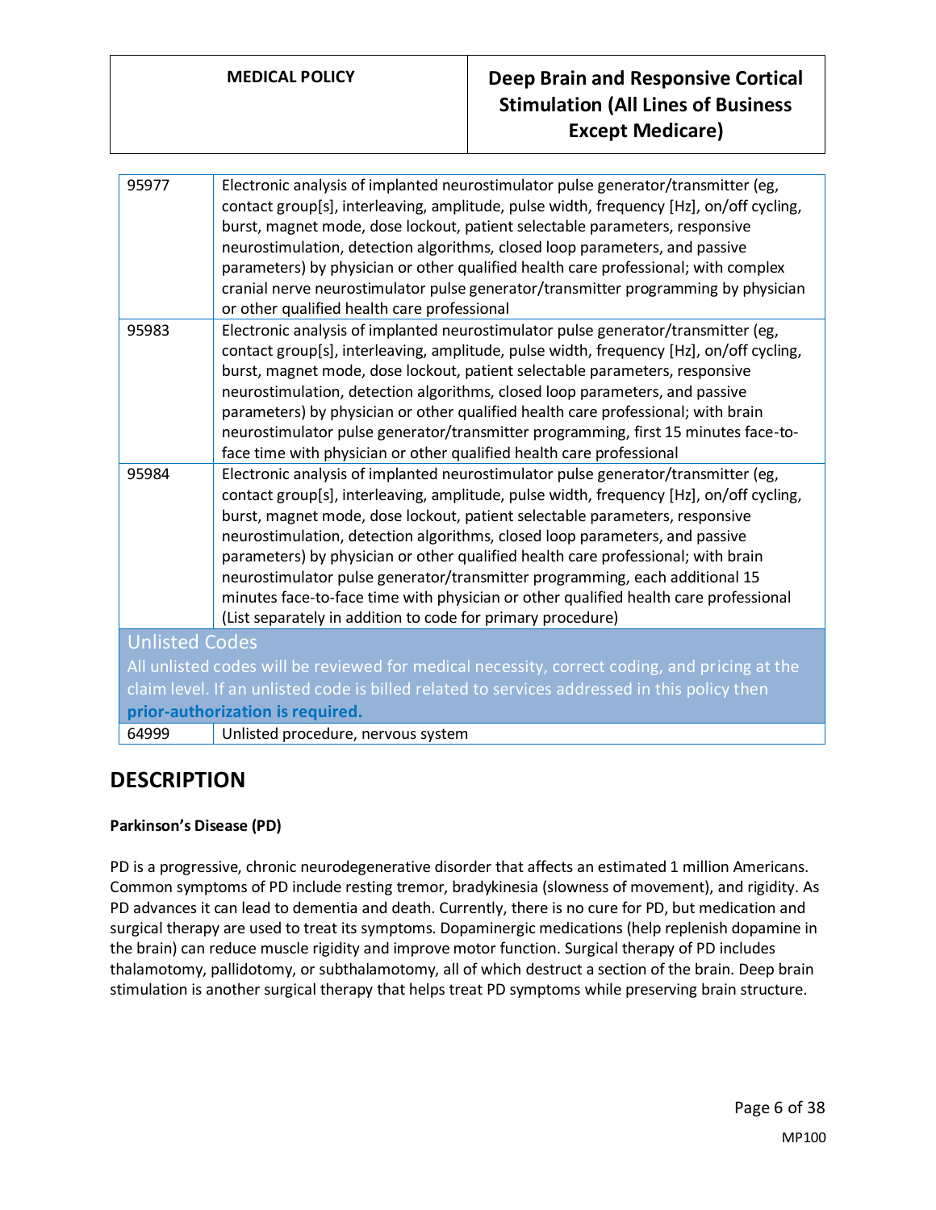| | |
|---|---|
| 95977 | Electronic analysis of implanted neurostimulator pulse generator/transmitter (eg, contact group[s], interleaving, amplitude, pulse width, frequency [Hz], on/off cycling, burst, magnet mode, dose lockout, patient selectable parameters, responsive neurostimulation, detection algorithms, closed loop parameters, and passive parameters) by physician or other qualified health care professional; with complex cranial nerve neurostimulator pulse generator/transmitter programming by physician or other qualified health care professional |
| 95983 | Electronic analysis of implanted neurostimulator pulse generator/transmitter (eg, contact group[s], interleaving, amplitude, pulse width, frequency [Hz], on/off cycling, burst, magnet mode, dose lockout, patient selectable parameters, responsive neurostimulation, detection algorithms, closed loop parameters, and passive parameters) by physician or other qualified health care professional; with brain neurostimulator pulse generator/transmitter programming, first 15 minutes face-to-face time with physician or other qualified health care professional |
| 95984 | Electronic analysis of implanted neurostimulator pulse generator/transmitter (eg, contact group[s], interleaving, amplitude, pulse width, frequency [Hz], on/off cycling, burst, magnet mode, dose lockout, patient selectable parameters, responsive neurostimulation, detection algorithms, closed loop parameters, and passive parameters) by physician or other qualified health care professional; with brain neurostimulator pulse generator/transmitter programming, each additional 15 minutes face-to-face time with physician or other qualified health care professional (List separately in addition to code for primary procedure) |
| **Unlisted Codes** All unlisted codes will be reviewed for medical necessity, correct coding, and pricing at the claim level. If an unlisted code is billed related to services addressed in this policy then **prior-authorization is required.** | |
| 64999 | Unlisted procedure, nervous system |

## DESCRIPTION

**Parkinson's Disease (PD)**

PD is a progressive, chronic neurodegenerative disorder that affects an estimated 1 million Americans. Common symptoms of PD include resting tremor, bradykinesia (slowness of movement), and rigidity. As PD advances it can lead to dementia and death. Currently, there is no cure for PD, but medication and surgical therapy are used to treat its symptoms. Dopaminergic medications (help replenish dopamine in the brain) can reduce muscle rigidity and improve motor function. Surgical therapy of PD includes thalamotomy, pallidotomy, or subthalamotomy, all of which destruct a section of the brain. Deep brain stimulation is another surgical therapy that helps treat PD symptoms while preserving brain structure.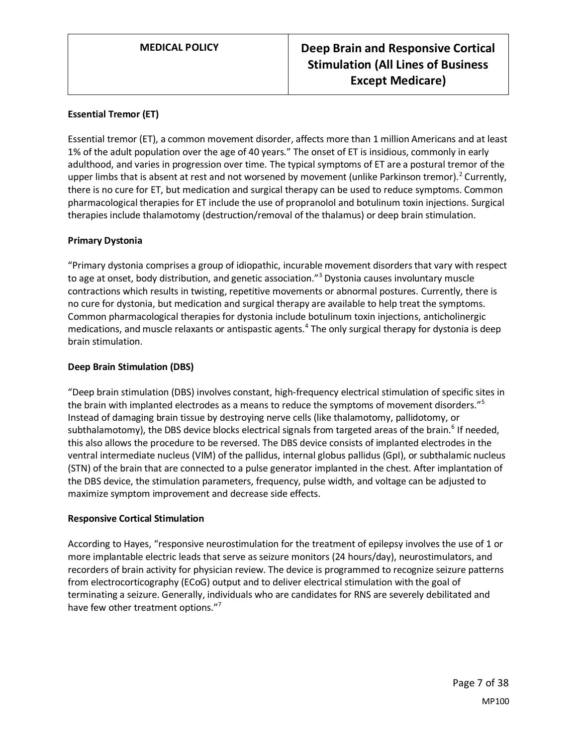### Essential Tremor (ET)

Essential tremor (ET), a common movement disorder, affects more than 1 million Americans and at least 1% of the adult population over the age of 40 years." The onset of ET is insidious, commonly in early adulthood, and varies in progression over time. The typical symptoms of ET are a postural tremor of the upper limbs that is absent at rest and not worsened by movement (unlike Parkinson tremor).[2] Currently, there is no cure for ET, but medication and surgical therapy can be used to reduce symptoms. Common pharmacological therapies for ET include the use of propranolol and botulinum toxin injections. Surgical therapies include thalamotomy (destruction/removal of the thalamus) or deep brain stimulation.

### Primary Dystonia

"Primary dystonia comprises a group of idiopathic, incurable movement disorders that vary with respect to age at onset, body distribution, and genetic association."[3] Dystonia causes involuntary muscle contractions which results in twisting, repetitive movements or abnormal postures. Currently, there is no cure for dystonia, but medication and surgical therapy are available to help treat the symptoms. Common pharmacological therapies for dystonia include botulinum toxin injections, anticholinergic medications, and muscle relaxants or antispastic agents.[4] The only surgical therapy for dystonia is deep brain stimulation.

### Deep Brain Stimulation (DBS)

"Deep brain stimulation (DBS) involves constant, high-frequency electrical stimulation of specific sites in the brain with implanted electrodes as a means to reduce the symptoms of movement disorders."[5] Instead of damaging brain tissue by destroying nerve cells (like thalamotomy, pallidotomy, or subthalamotomy), the DBS device blocks electrical signals from targeted areas of the brain.[6] If needed, this also allows the procedure to be reversed. The DBS device consists of implanted electrodes in the ventral intermediate nucleus (VIM) of the pallidus, internal globus pallidus (GpI), or subthalamic nucleus (STN) of the brain that are connected to a pulse generator implanted in the chest. After implantation of the DBS device, the stimulation parameters, frequency, pulse width, and voltage can be adjusted to maximize symptom improvement and decrease side effects.

### Responsive Cortical Stimulation

According to Hayes, "responsive neurostimulation for the treatment of epilepsy involves the use of 1 or more implantable electric leads that serve as seizure monitors (24 hours/day), neurostimulators, and recorders of brain activity for physician review. The device is programmed to recognize seizure patterns from electrocorticography (ECoG) output and to deliver electrical stimulation with the goal of terminating a seizure. Generally, individuals who are candidates for RNS are severely debilitated and have few other treatment options."[7]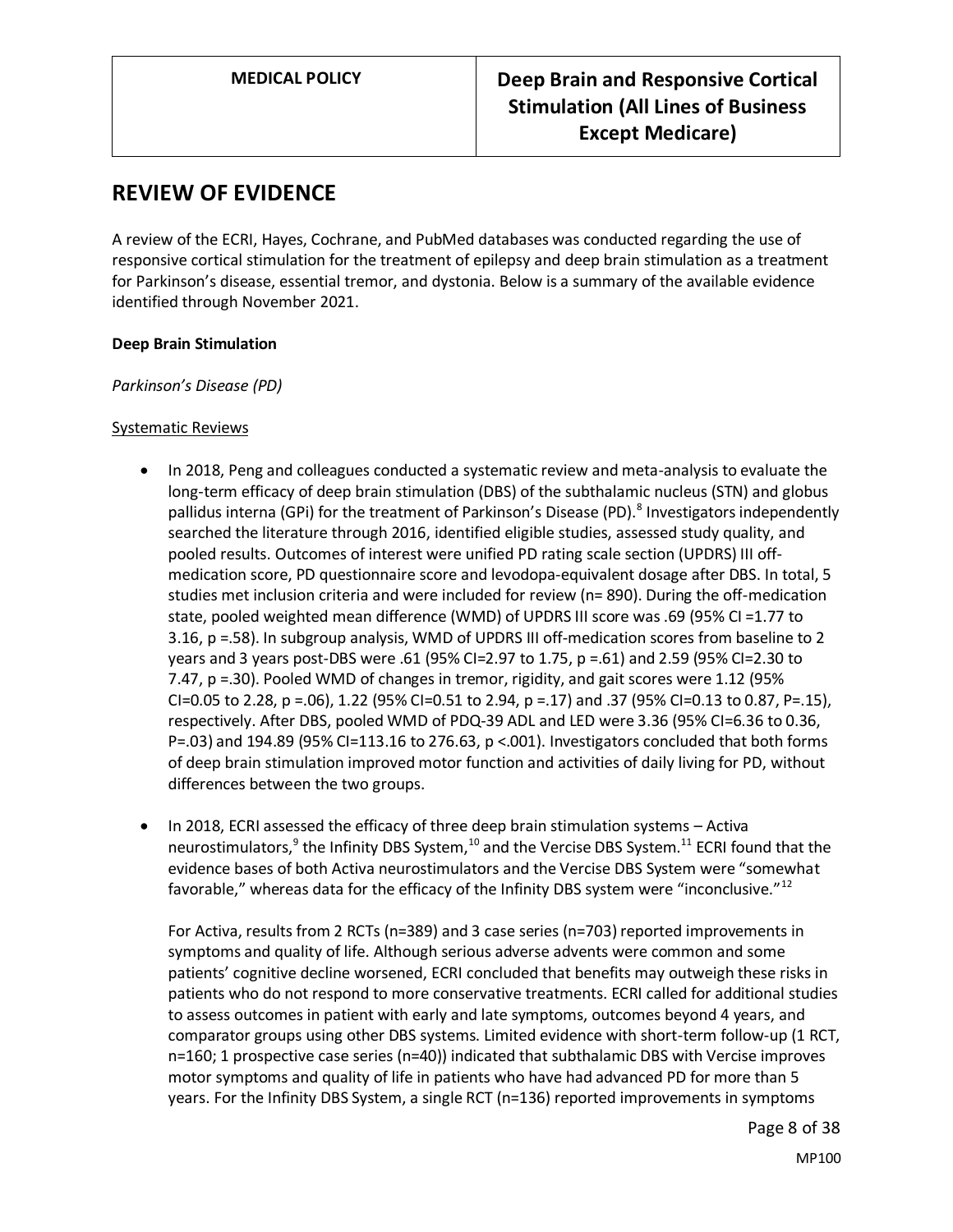## REVIEW OF EVIDENCE

A review of the ECRI, Hayes, Cochrane, and PubMed databases was conducted regarding the use of responsive cortical stimulation for the treatment of epilepsy and deep brain stimulation as a treatment for Parkinson's disease, essential tremor, and dystonia. Below is a summary of the available evidence identified through November 2021.

**Deep Brain Stimulation**

*Parkinson's Disease (PD)*

Systematic Reviews

- In 2018, Peng and colleagues conducted a systematic review and meta-analysis to evaluate the long-term efficacy of deep brain stimulation (DBS) of the subthalamic nucleus (STN) and globus pallidus interna (GPi) for the treatment of Parkinson's Disease (PD).[8] Investigators independently searched the literature through 2016, identified eligible studies, assessed study quality, and pooled results. Outcomes of interest were unified PD rating scale section (UPDRS) III off-medication score, PD questionnaire score and levodopa-equivalent dosage after DBS. In total, 5 studies met inclusion criteria and were included for review (n= 890). During the off-medication state, pooled weighted mean difference (WMD) of UPDRS III score was .69 (95% CI =1.77 to 3.16, p =.58). In subgroup analysis, WMD of UPDRS III off-medication scores from baseline to 2 years and 3 years post-DBS were .61 (95% CI=2.97 to 1.75, p =.61) and 2.59 (95% CI=2.30 to 7.47, p =.30). Pooled WMD of changes in tremor, rigidity, and gait scores were 1.12 (95% CI=0.05 to 2.28, p =.06), 1.22 (95% CI=0.51 to 2.94, p =.17) and .37 (95% CI=0.13 to 0.87, P=.15), respectively. After DBS, pooled WMD of PDQ-39 ADL and LED were 3.36 (95% CI=6.36 to 0.36, P=.03) and 194.89 (95% CI=113.16 to 276.63, p <.001). Investigators concluded that both forms of deep brain stimulation improved motor function and activities of daily living for PD, without differences between the two groups.

- In 2018, ECRI assessed the efficacy of three deep brain stimulation systems – Activa neurostimulators,[9] the Infinity DBS System,[10] and the Vercise DBS System.[11] ECRI found that the evidence bases of both Activa neurostimulators and the Vercise DBS System were "somewhat favorable," whereas data for the efficacy of the Infinity DBS system were "inconclusive."[12]

  For Activa, results from 2 RCTs (n=389) and 3 case series (n=703) reported improvements in symptoms and quality of life. Although serious adverse advents were common and some patients' cognitive decline worsened, ECRI concluded that benefits may outweigh these risks in patients who do not respond to more conservative treatments. ECRI called for additional studies to assess outcomes in patient with early and late symptoms, outcomes beyond 4 years, and comparator groups using other DBS systems. Limited evidence with short-term follow-up (1 RCT, n=160; 1 prospective case series (n=40)) indicated that subthalamic DBS with Vercise improves motor symptoms and quality of life in patients who have had advanced PD for more than 5 years. For the Infinity DBS System, a single RCT (n=136) reported improvements in symptoms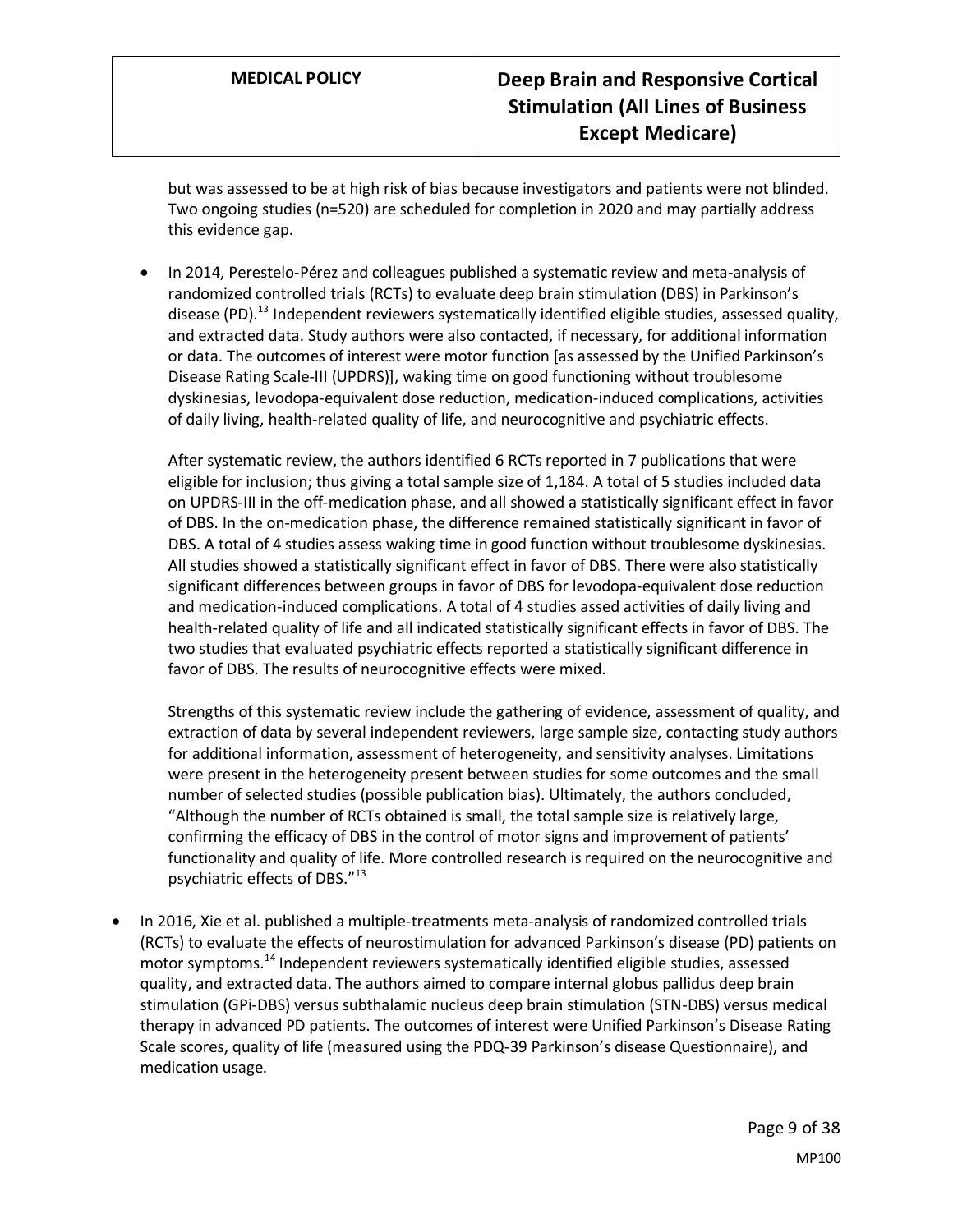but was assessed to be at high risk of bias because investigators and patients were not blinded. Two ongoing studies (n=520) are scheduled for completion in 2020 and may partially address this evidence gap.

- In 2014, Perestelo-Pérez and colleagues published a systematic review and meta-analysis of randomized controlled trials (RCTs) to evaluate deep brain stimulation (DBS) in Parkinson's disease (PD).[13] Independent reviewers systematically identified eligible studies, assessed quality, and extracted data. Study authors were also contacted, if necessary, for additional information or data. The outcomes of interest were motor function [as assessed by the Unified Parkinson's Disease Rating Scale-III (UPDRS)], waking time on good functioning without troublesome dyskinesias, levodopa-equivalent dose reduction, medication-induced complications, activities of daily living, health-related quality of life, and neurocognitive and psychiatric effects.

  After systematic review, the authors identified 6 RCTs reported in 7 publications that were eligible for inclusion; thus giving a total sample size of 1,184. A total of 5 studies included data on UPDRS-III in the off-medication phase, and all showed a statistically significant effect in favor of DBS. In the on-medication phase, the difference remained statistically significant in favor of DBS. A total of 4 studies assess waking time in good function without troublesome dyskinesias. All studies showed a statistically significant effect in favor of DBS. There were also statistically significant differences between groups in favor of DBS for levodopa-equivalent dose reduction and medication-induced complications. A total of 4 studies assed activities of daily living and health-related quality of life and all indicated statistically significant effects in favor of DBS. The two studies that evaluated psychiatric effects reported a statistically significant difference in favor of DBS. The results of neurocognitive effects were mixed.

  Strengths of this systematic review include the gathering of evidence, assessment of quality, and extraction of data by several independent reviewers, large sample size, contacting study authors for additional information, assessment of heterogeneity, and sensitivity analyses. Limitations were present in the heterogeneity present between studies for some outcomes and the small number of selected studies (possible publication bias). Ultimately, the authors concluded, "Although the number of RCTs obtained is small, the total sample size is relatively large, confirming the efficacy of DBS in the control of motor signs and improvement of patients' functionality and quality of life. More controlled research is required on the neurocognitive and psychiatric effects of DBS."[13]

- In 2016, Xie et al. published a multiple-treatments meta-analysis of randomized controlled trials (RCTs) to evaluate the effects of neurostimulation for advanced Parkinson's disease (PD) patients on motor symptoms.[14] Independent reviewers systematically identified eligible studies, assessed quality, and extracted data. The authors aimed to compare internal globus pallidus deep brain stimulation (GPi-DBS) versus subthalamic nucleus deep brain stimulation (STN-DBS) versus medical therapy in advanced PD patients. The outcomes of interest were Unified Parkinson's Disease Rating Scale scores, quality of life (measured using the PDQ-39 Parkinson's disease Questionnaire), and medication usage.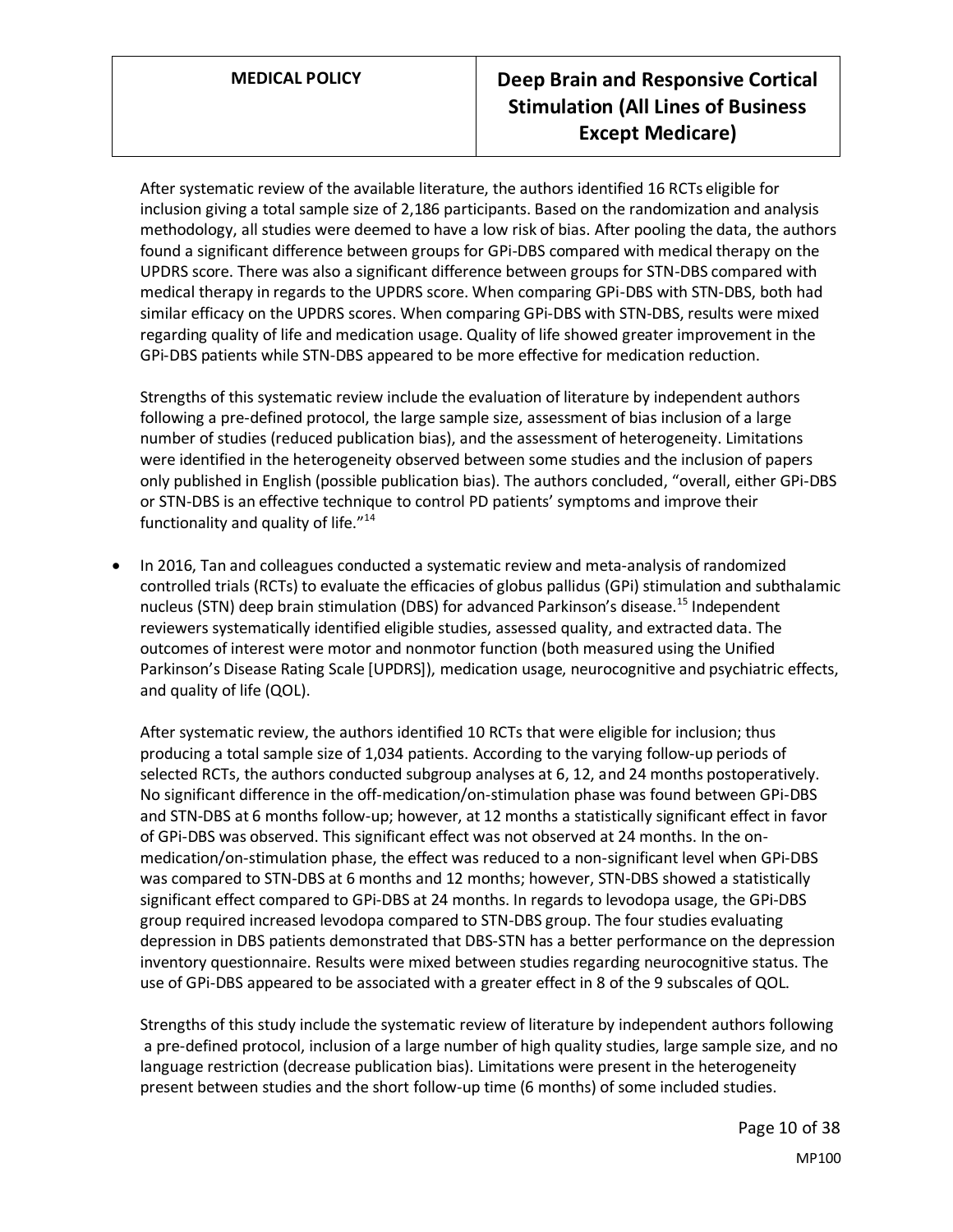After systematic review of the available literature, the authors identified 16 RCTs eligible for inclusion giving a total sample size of 2,186 participants. Based on the randomization and analysis methodology, all studies were deemed to have a low risk of bias. After pooling the data, the authors found a significant difference between groups for GPi-DBS compared with medical therapy on the UPDRS score. There was also a significant difference between groups for STN-DBS compared with medical therapy in regards to the UPDRS score. When comparing GPi-DBS with STN-DBS, both had similar efficacy on the UPDRS scores. When comparing GPi-DBS with STN-DBS, results were mixed regarding quality of life and medication usage. Quality of life showed greater improvement in the GPi-DBS patients while STN-DBS appeared to be more effective for medication reduction.

Strengths of this systematic review include the evaluation of literature by independent authors following a pre-defined protocol, the large sample size, assessment of bias inclusion of a large number of studies (reduced publication bias), and the assessment of heterogeneity. Limitations were identified in the heterogeneity observed between some studies and the inclusion of papers only published in English (possible publication bias). The authors concluded, "overall, either GPi-DBS or STN-DBS is an effective technique to control PD patients' symptoms and improve their functionality and quality of life."[14]

- In 2016, Tan and colleagues conducted a systematic review and meta-analysis of randomized controlled trials (RCTs) to evaluate the efficacies of globus pallidus (GPi) stimulation and subthalamic nucleus (STN) deep brain stimulation (DBS) for advanced Parkinson's disease.[15] Independent reviewers systematically identified eligible studies, assessed quality, and extracted data. The outcomes of interest were motor and nonmotor function (both measured using the Unified Parkinson's Disease Rating Scale [UPDRS]), medication usage, neurocognitive and psychiatric effects, and quality of life (QOL).

  After systematic review, the authors identified 10 RCTs that were eligible for inclusion; thus producing a total sample size of 1,034 patients. According to the varying follow-up periods of selected RCTs, the authors conducted subgroup analyses at 6, 12, and 24 months postoperatively. No significant difference in the off-medication/on-stimulation phase was found between GPi-DBS and STN-DBS at 6 months follow-up; however, at 12 months a statistically significant effect in favor of GPi-DBS was observed. This significant effect was not observed at 24 months. In the on-medication/on-stimulation phase, the effect was reduced to a non-significant level when GPi-DBS was compared to STN-DBS at 6 months and 12 months; however, STN-DBS showed a statistically significant effect compared to GPi-DBS at 24 months. In regards to levodopa usage, the GPi-DBS group required increased levodopa compared to STN-DBS group. The four studies evaluating depression in DBS patients demonstrated that DBS-STN has a better performance on the depression inventory questionnaire. Results were mixed between studies regarding neurocognitive status. The use of GPi-DBS appeared to be associated with a greater effect in 8 of the 9 subscales of QOL.

  Strengths of this study include the systematic review of literature by independent authors following a pre-defined protocol, inclusion of a large number of high quality studies, large sample size, and no language restriction (decrease publication bias). Limitations were present in the heterogeneity present between studies and the short follow-up time (6 months) of some included studies.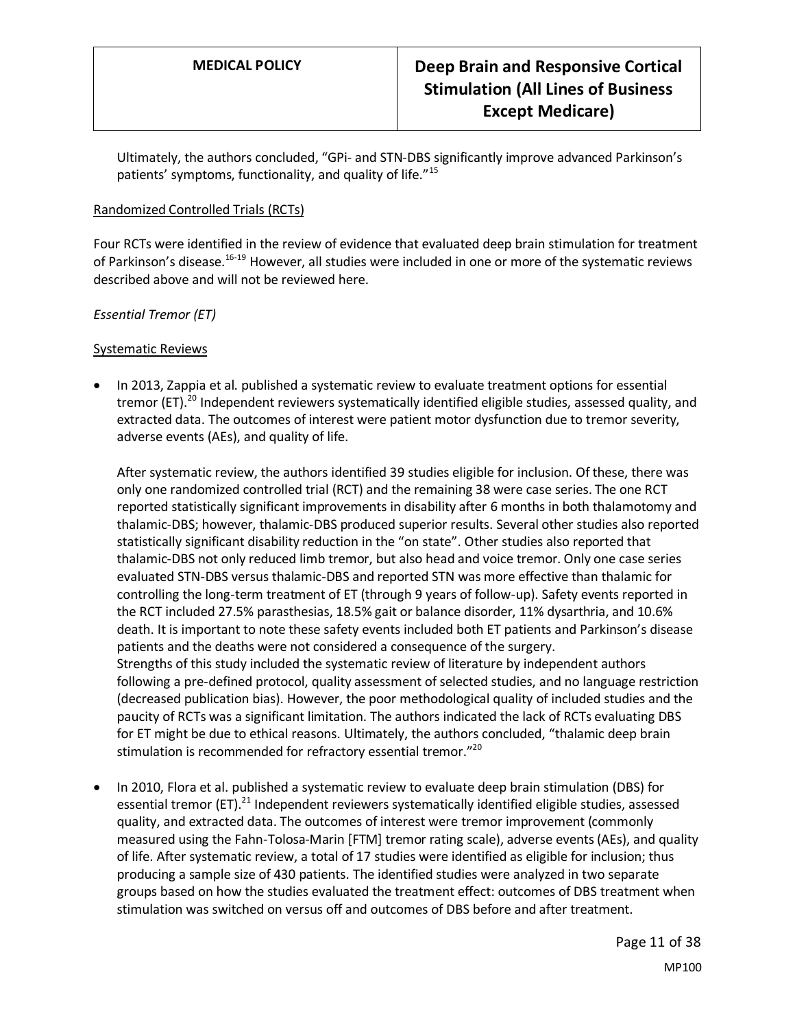Ultimately, the authors concluded, "GPi- and STN-DBS significantly improve advanced Parkinson's patients' symptoms, functionality, and quality of life."[15]

Randomized Controlled Trials (RCTs)

Four RCTs were identified in the review of evidence that evaluated deep brain stimulation for treatment of Parkinson's disease.[16-19] However, all studies were included in one or more of the systematic reviews described above and will not be reviewed here.

*Essential Tremor (ET)*

Systematic Reviews

- In 2013, Zappia et al. published a systematic review to evaluate treatment options for essential tremor (ET).[20] Independent reviewers systematically identified eligible studies, assessed quality, and extracted data. The outcomes of interest were patient motor dysfunction due to tremor severity, adverse events (AEs), and quality of life.

  After systematic review, the authors identified 39 studies eligible for inclusion. Of these, there was only one randomized controlled trial (RCT) and the remaining 38 were case series. The one RCT reported statistically significant improvements in disability after 6 months in both thalamotomy and thalamic-DBS; however, thalamic-DBS produced superior results. Several other studies also reported statistically significant disability reduction in the "on state". Other studies also reported that thalamic-DBS not only reduced limb tremor, but also head and voice tremor. Only one case series evaluated STN-DBS versus thalamic-DBS and reported STN was more effective than thalamic for controlling the long-term treatment of ET (through 9 years of follow-up). Safety events reported in the RCT included 27.5% parasthesias, 18.5% gait or balance disorder, 11% dysarthria, and 10.6% death. It is important to note these safety events included both ET patients and Parkinson's disease patients and the deaths were not considered a consequence of the surgery.
  Strengths of this study included the systematic review of literature by independent authors following a pre-defined protocol, quality assessment of selected studies, and no language restriction (decreased publication bias). However, the poor methodological quality of included studies and the paucity of RCTs was a significant limitation. The authors indicated the lack of RCTs evaluating DBS for ET might be due to ethical reasons. Ultimately, the authors concluded, "thalamic deep brain stimulation is recommended for refractory essential tremor."[20]

- In 2010, Flora et al. published a systematic review to evaluate deep brain stimulation (DBS) for essential tremor (ET).[21] Independent reviewers systematically identified eligible studies, assessed quality, and extracted data. The outcomes of interest were tremor improvement (commonly measured using the Fahn-Tolosa-Marin [FTM] tremor rating scale), adverse events (AEs), and quality of life. After systematic review, a total of 17 studies were identified as eligible for inclusion; thus producing a sample size of 430 patients. The identified studies were analyzed in two separate groups based on how the studies evaluated the treatment effect: outcomes of DBS treatment when stimulation was switched on versus off and outcomes of DBS before and after treatment.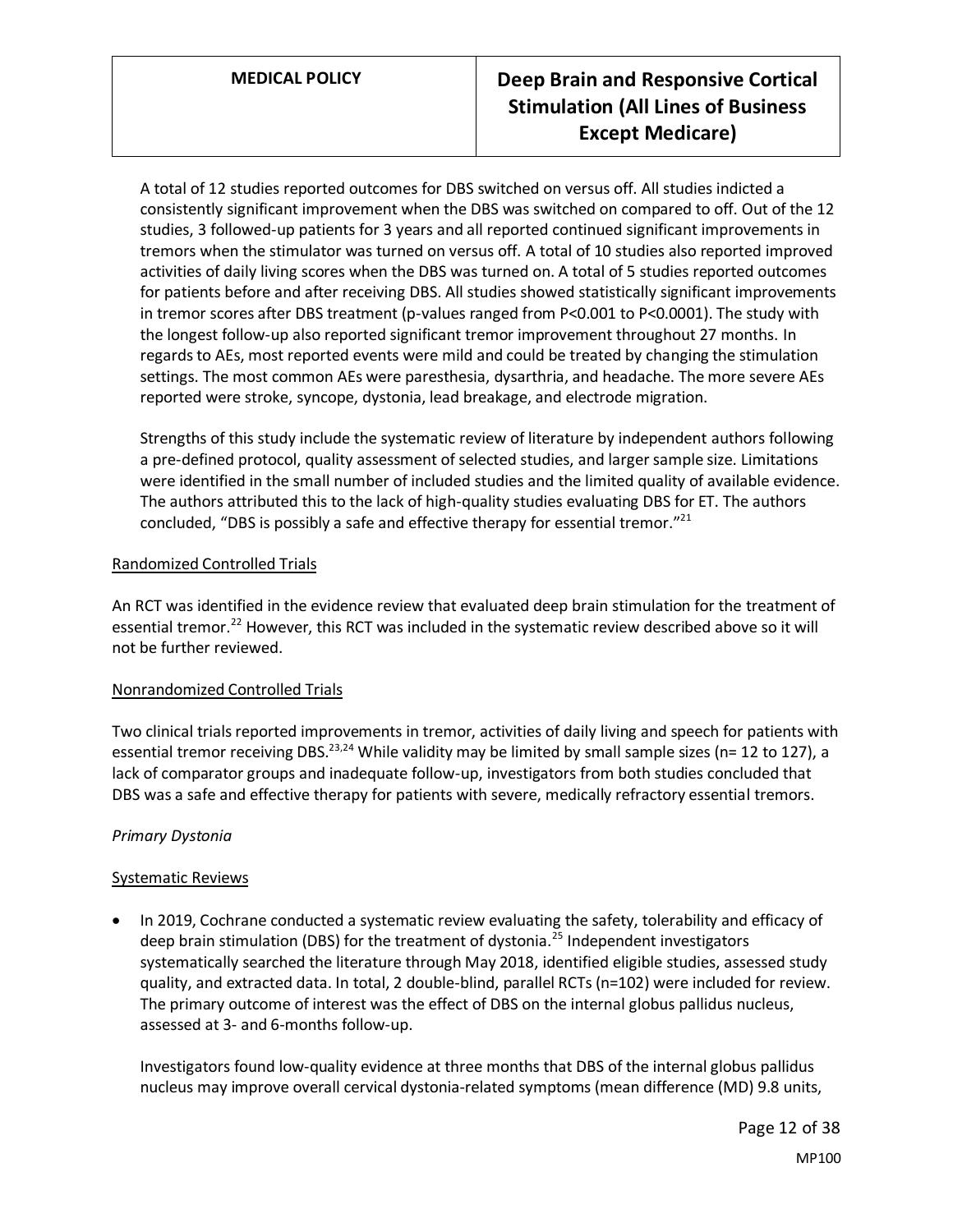A total of 12 studies reported outcomes for DBS switched on versus off. All studies indicted a consistently significant improvement when the DBS was switched on compared to off. Out of the 12 studies, 3 followed-up patients for 3 years and all reported continued significant improvements in tremors when the stimulator was turned on versus off. A total of 10 studies also reported improved activities of daily living scores when the DBS was turned on. A total of 5 studies reported outcomes for patients before and after receiving DBS. All studies showed statistically significant improvements in tremor scores after DBS treatment (p-values ranged from P<0.001 to P<0.0001). The study with the longest follow-up also reported significant tremor improvement throughout 27 months. In regards to AEs, most reported events were mild and could be treated by changing the stimulation settings. The most common AEs were paresthesia, dysarthria, and headache. The more severe AEs reported were stroke, syncope, dystonia, lead breakage, and electrode migration.

Strengths of this study include the systematic review of literature by independent authors following a pre-defined protocol, quality assessment of selected studies, and larger sample size. Limitations were identified in the small number of included studies and the limited quality of available evidence. The authors attributed this to the lack of high-quality studies evaluating DBS for ET. The authors concluded, "DBS is possibly a safe and effective therapy for essential tremor."[21]

<u>Randomized Controlled Trials</u>

An RCT was identified in the evidence review that evaluated deep brain stimulation for the treatment of essential tremor.[22] However, this RCT was included in the systematic review described above so it will not be further reviewed.

<u>Nonrandomized Controlled Trials</u>

Two clinical trials reported improvements in tremor, activities of daily living and speech for patients with essential tremor receiving DBS.[23,24] While validity may be limited by small sample sizes (n= 12 to 127), a lack of comparator groups and inadequate follow-up, investigators from both studies concluded that DBS was a safe and effective therapy for patients with severe, medically refractory essential tremors.

*Primary Dystonia*

<u>Systematic Reviews</u>

- In 2019, Cochrane conducted a systematic review evaluating the safety, tolerability and efficacy of deep brain stimulation (DBS) for the treatment of dystonia.[25] Independent investigators systematically searched the literature through May 2018, identified eligible studies, assessed study quality, and extracted data. In total, 2 double-blind, parallel RCTs (n=102) were included for review. The primary outcome of interest was the effect of DBS on the internal globus pallidus nucleus, assessed at 3- and 6-months follow-up.

  Investigators found low-quality evidence at three months that DBS of the internal globus pallidus nucleus may improve overall cervical dystonia-related symptoms (mean difference (MD) 9.8 units,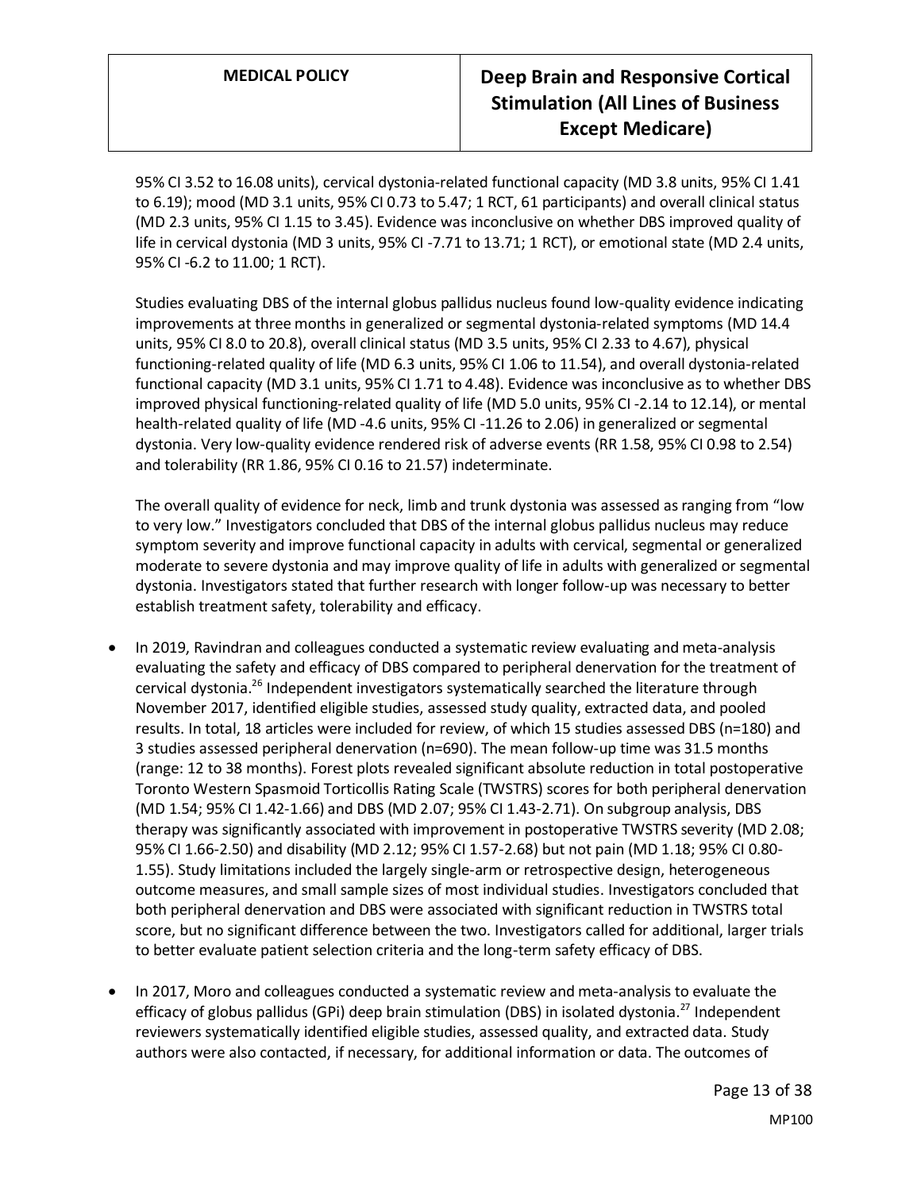95% CI 3.52 to 16.08 units), cervical dystonia-related functional capacity (MD 3.8 units, 95% CI 1.41 to 6.19); mood (MD 3.1 units, 95% CI 0.73 to 5.47; 1 RCT, 61 participants) and overall clinical status (MD 2.3 units, 95% CI 1.15 to 3.45). Evidence was inconclusive on whether DBS improved quality of life in cervical dystonia (MD 3 units, 95% CI -7.71 to 13.71; 1 RCT), or emotional state (MD 2.4 units, 95% CI -6.2 to 11.00; 1 RCT).

Studies evaluating DBS of the internal globus pallidus nucleus found low-quality evidence indicating improvements at three months in generalized or segmental dystonia-related symptoms (MD 14.4 units, 95% CI 8.0 to 20.8), overall clinical status (MD 3.5 units, 95% CI 2.33 to 4.67), physical functioning-related quality of life (MD 6.3 units, 95% CI 1.06 to 11.54), and overall dystonia-related functional capacity (MD 3.1 units, 95% CI 1.71 to 4.48). Evidence was inconclusive as to whether DBS improved physical functioning-related quality of life (MD 5.0 units, 95% CI -2.14 to 12.14), or mental health-related quality of life (MD -4.6 units, 95% CI -11.26 to 2.06) in generalized or segmental dystonia. Very low-quality evidence rendered risk of adverse events (RR 1.58, 95% CI 0.98 to 2.54) and tolerability (RR 1.86, 95% CI 0.16 to 21.57) indeterminate.

The overall quality of evidence for neck, limb and trunk dystonia was assessed as ranging from "low to very low." Investigators concluded that DBS of the internal globus pallidus nucleus may reduce symptom severity and improve functional capacity in adults with cervical, segmental or generalized moderate to severe dystonia and may improve quality of life in adults with generalized or segmental dystonia. Investigators stated that further research with longer follow-up was necessary to better establish treatment safety, tolerability and efficacy.

- In 2019, Ravindran and colleagues conducted a systematic review evaluating and meta-analysis evaluating the safety and efficacy of DBS compared to peripheral denervation for the treatment of cervical dystonia.[26] Independent investigators systematically searched the literature through November 2017, identified eligible studies, assessed study quality, extracted data, and pooled results. In total, 18 articles were included for review, of which 15 studies assessed DBS (n=180) and 3 studies assessed peripheral denervation (n=690). The mean follow-up time was 31.5 months (range: 12 to 38 months). Forest plots revealed significant absolute reduction in total postoperative Toronto Western Spasmoid Torticollis Rating Scale (TWSTRS) scores for both peripheral denervation (MD 1.54; 95% CI 1.42-1.66) and DBS (MD 2.07; 95% CI 1.43-2.71). On subgroup analysis, DBS therapy was significantly associated with improvement in postoperative TWSTRS severity (MD 2.08; 95% CI 1.66-2.50) and disability (MD 2.12; 95% CI 1.57-2.68) but not pain (MD 1.18; 95% CI 0.80-1.55). Study limitations included the largely single-arm or retrospective design, heterogeneous outcome measures, and small sample sizes of most individual studies. Investigators concluded that both peripheral denervation and DBS were associated with significant reduction in TWSTRS total score, but no significant difference between the two. Investigators called for additional, larger trials to better evaluate patient selection criteria and the long-term safety efficacy of DBS.

- In 2017, Moro and colleagues conducted a systematic review and meta-analysis to evaluate the efficacy of globus pallidus (GPi) deep brain stimulation (DBS) in isolated dystonia.[27] Independent reviewers systematically identified eligible studies, assessed quality, and extracted data. Study authors were also contacted, if necessary, for additional information or data. The outcomes of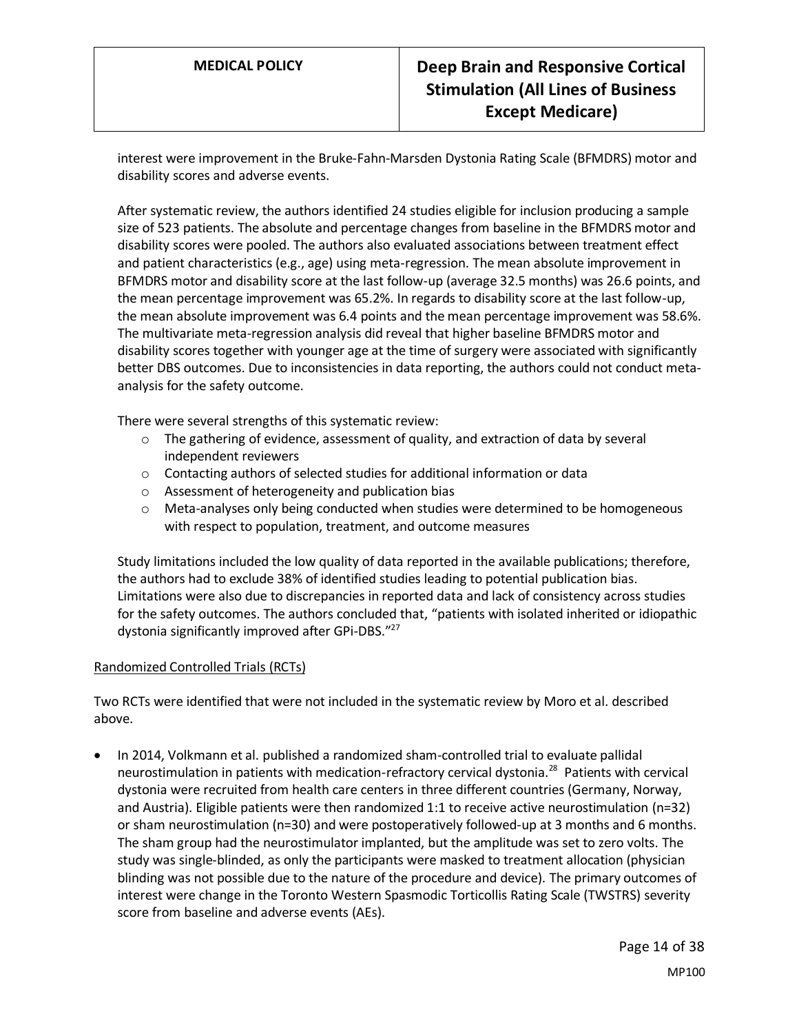interest were improvement in the Bruke-Fahn-Marsden Dystonia Rating Scale (BFMDRS) motor and disability scores and adverse events.

After systematic review, the authors identified 24 studies eligible for inclusion producing a sample size of 523 patients. The absolute and percentage changes from baseline in the BFMDRS motor and disability scores were pooled. The authors also evaluated associations between treatment effect and patient characteristics (e.g., age) using meta-regression. The mean absolute improvement in BFMDRS motor and disability score at the last follow-up (average 32.5 months) was 26.6 points, and the mean percentage improvement was 65.2%. In regards to disability score at the last follow-up, the mean absolute improvement was 6.4 points and the mean percentage improvement was 58.6%. The multivariate meta-regression analysis did reveal that higher baseline BFMDRS motor and disability scores together with younger age at the time of surgery were associated with significantly better DBS outcomes. Due to inconsistencies in data reporting, the authors could not conduct meta-analysis for the safety outcome.

There were several strengths of this systematic review:

- The gathering of evidence, assessment of quality, and extraction of data by several independent reviewers
- Contacting authors of selected studies for additional information or data
- Assessment of heterogeneity and publication bias
- Meta-analyses only being conducted when studies were determined to be homogeneous with respect to population, treatment, and outcome measures

Study limitations included the low quality of data reported in the available publications; therefore, the authors had to exclude 38% of identified studies leading to potential publication bias. Limitations were also due to discrepancies in reported data and lack of consistency across studies for the safety outcomes. The authors concluded that, "patients with isolated inherited or idiopathic dystonia significantly improved after GPi-DBS."[27]

Randomized Controlled Trials (RCTs)

Two RCTs were identified that were not included in the systematic review by Moro et al. described above.

- In 2014, Volkmann et al. published a randomized sham-controlled trial to evaluate pallidal neurostimulation in patients with medication-refractory cervical dystonia.[28] Patients with cervical dystonia were recruited from health care centers in three different countries (Germany, Norway, and Austria). Eligible patients were then randomized 1:1 to receive active neurostimulation (n=32) or sham neurostimulation (n=30) and were postoperatively followed-up at 3 months and 6 months. The sham group had the neurostimulator implanted, but the amplitude was set to zero volts. The study was single-blinded, as only the participants were masked to treatment allocation (physician blinding was not possible due to the nature of the procedure and device). The primary outcomes of interest were change in the Toronto Western Spasmodic Torticollis Rating Scale (TWSTRS) severity score from baseline and adverse events (AEs).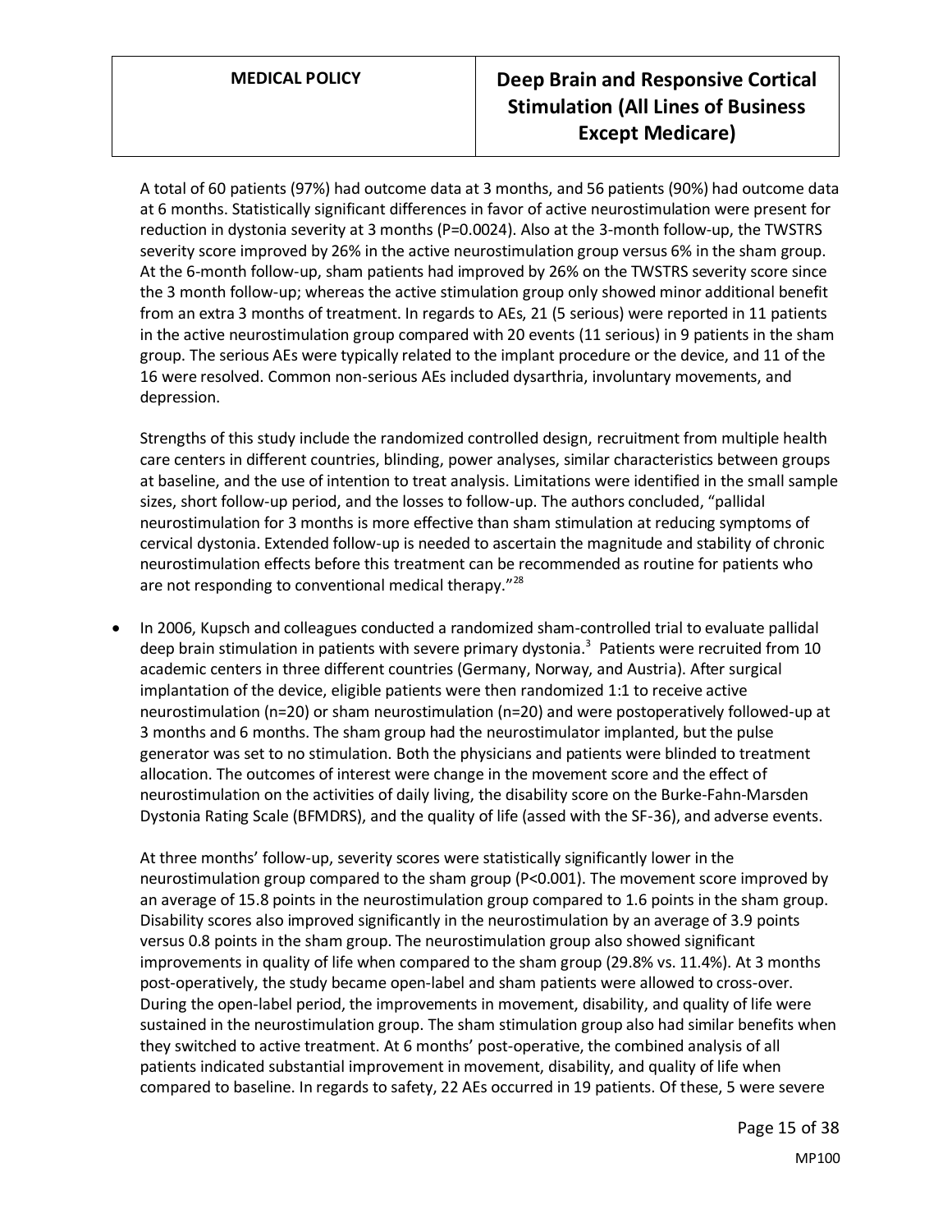A total of 60 patients (97%) had outcome data at 3 months, and 56 patients (90%) had outcome data at 6 months. Statistically significant differences in favor of active neurostimulation were present for reduction in dystonia severity at 3 months (P=0.0024). Also at the 3-month follow-up, the TWSTRS severity score improved by 26% in the active neurostimulation group versus 6% in the sham group. At the 6-month follow-up, sham patients had improved by 26% on the TWSTRS severity score since the 3 month follow-up; whereas the active stimulation group only showed minor additional benefit from an extra 3 months of treatment. In regards to AEs, 21 (5 serious) were reported in 11 patients in the active neurostimulation group compared with 20 events (11 serious) in 9 patients in the sham group. The serious AEs were typically related to the implant procedure or the device, and 11 of the 16 were resolved. Common non-serious AEs included dysarthria, involuntary movements, and depression.

Strengths of this study include the randomized controlled design, recruitment from multiple health care centers in different countries, blinding, power analyses, similar characteristics between groups at baseline, and the use of intention to treat analysis. Limitations were identified in the small sample sizes, short follow-up period, and the losses to follow-up. The authors concluded, "pallidal neurostimulation for 3 months is more effective than sham stimulation at reducing symptoms of cervical dystonia. Extended follow-up is needed to ascertain the magnitude and stability of chronic neurostimulation effects before this treatment can be recommended as routine for patients who are not responding to conventional medical therapy."[28]

- In 2006, Kupsch and colleagues conducted a randomized sham-controlled trial to evaluate pallidal deep brain stimulation in patients with severe primary dystonia.[3] Patients were recruited from 10 academic centers in three different countries (Germany, Norway, and Austria). After surgical implantation of the device, eligible patients were then randomized 1:1 to receive active neurostimulation (n=20) or sham neurostimulation (n=20) and were postoperatively followed-up at 3 months and 6 months. The sham group had the neurostimulator implanted, but the pulse generator was set to no stimulation. Both the physicians and patients were blinded to treatment allocation. The outcomes of interest were change in the movement score and the effect of neurostimulation on the activities of daily living, the disability score on the Burke-Fahn-Marsden Dystonia Rating Scale (BFMDRS), and the quality of life (assed with the SF-36), and adverse events.

  At three months' follow-up, severity scores were statistically significantly lower in the neurostimulation group compared to the sham group (P<0.001). The movement score improved by an average of 15.8 points in the neurostimulation group compared to 1.6 points in the sham group. Disability scores also improved significantly in the neurostimulation by an average of 3.9 points versus 0.8 points in the sham group. The neurostimulation group also showed significant improvements in quality of life when compared to the sham group (29.8% vs. 11.4%). At 3 months post-operatively, the study became open-label and sham patients were allowed to cross-over. During the open-label period, the improvements in movement, disability, and quality of life were sustained in the neurostimulation group. The sham stimulation group also had similar benefits when they switched to active treatment. At 6 months' post-operative, the combined analysis of all patients indicated substantial improvement in movement, disability, and quality of life when compared to baseline. In regards to safety, 22 AEs occurred in 19 patients. Of these, 5 were severe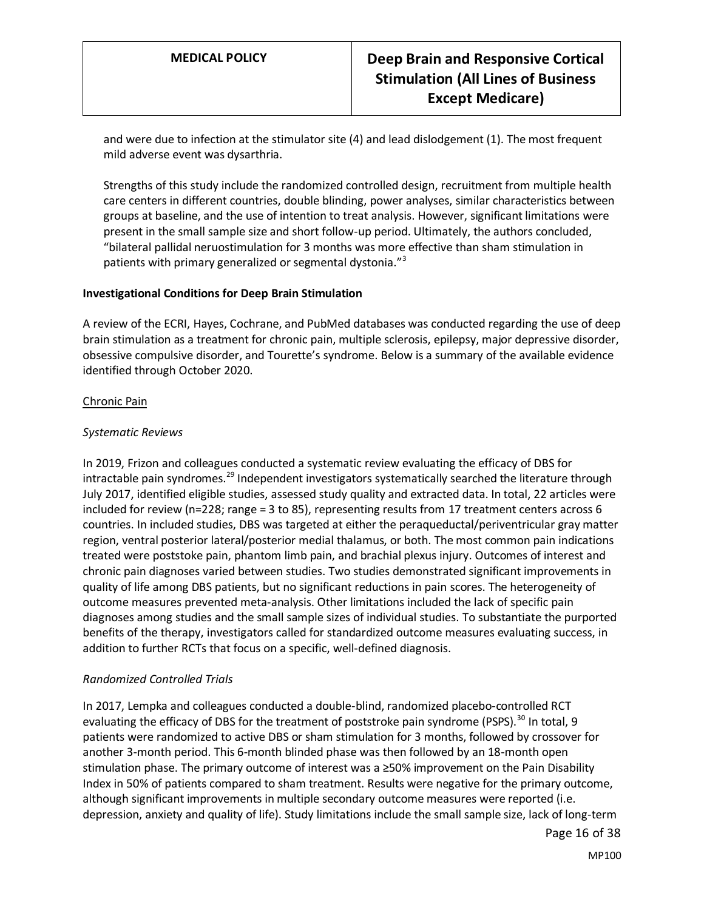and were due to infection at the stimulator site (4) and lead dislodgement (1). The most frequent mild adverse event was dysarthria.

Strengths of this study include the randomized controlled design, recruitment from multiple health care centers in different countries, double blinding, power analyses, similar characteristics between groups at baseline, and the use of intention to treat analysis. However, significant limitations were present in the small sample size and short follow-up period. Ultimately, the authors concluded, "bilateral pallidal neruostimulation for 3 months was more effective than sham stimulation in patients with primary generalized or segmental dystonia."[3]

**Investigational Conditions for Deep Brain Stimulation**

A review of the ECRI, Hayes, Cochrane, and PubMed databases was conducted regarding the use of deep brain stimulation as a treatment for chronic pain, multiple sclerosis, epilepsy, major depressive disorder, obsessive compulsive disorder, and Tourette's syndrome. Below is a summary of the available evidence identified through October 2020.

Chronic Pain

*Systematic Reviews*

In 2019, Frizon and colleagues conducted a systematic review evaluating the efficacy of DBS for intractable pain syndromes.[29] Independent investigators systematically searched the literature through July 2017, identified eligible studies, assessed study quality and extracted data. In total, 22 articles were included for review (n=228; range = 3 to 85), representing results from 17 treatment centers across 6 countries. In included studies, DBS was targeted at either the peraqueductal/periventricular gray matter region, ventral posterior lateral/posterior medial thalamus, or both. The most common pain indications treated were poststoke pain, phantom limb pain, and brachial plexus injury. Outcomes of interest and chronic pain diagnoses varied between studies. Two studies demonstrated significant improvements in quality of life among DBS patients, but no significant reductions in pain scores. The heterogeneity of outcome measures prevented meta-analysis. Other limitations included the lack of specific pain diagnoses among studies and the small sample sizes of individual studies. To substantiate the purported benefits of the therapy, investigators called for standardized outcome measures evaluating success, in addition to further RCTs that focus on a specific, well-defined diagnosis.

*Randomized Controlled Trials*

In 2017, Lempka and colleagues conducted a double-blind, randomized placebo-controlled RCT evaluating the efficacy of DBS for the treatment of poststroke pain syndrome (PSPS).[30] In total, 9 patients were randomized to active DBS or sham stimulation for 3 months, followed by crossover for another 3-month period. This 6-month blinded phase was then followed by an 18-month open stimulation phase. The primary outcome of interest was a ≥50% improvement on the Pain Disability Index in 50% of patients compared to sham treatment. Results were negative for the primary outcome, although significant improvements in multiple secondary outcome measures were reported (i.e. depression, anxiety and quality of life). Study limitations include the small sample size, lack of long-term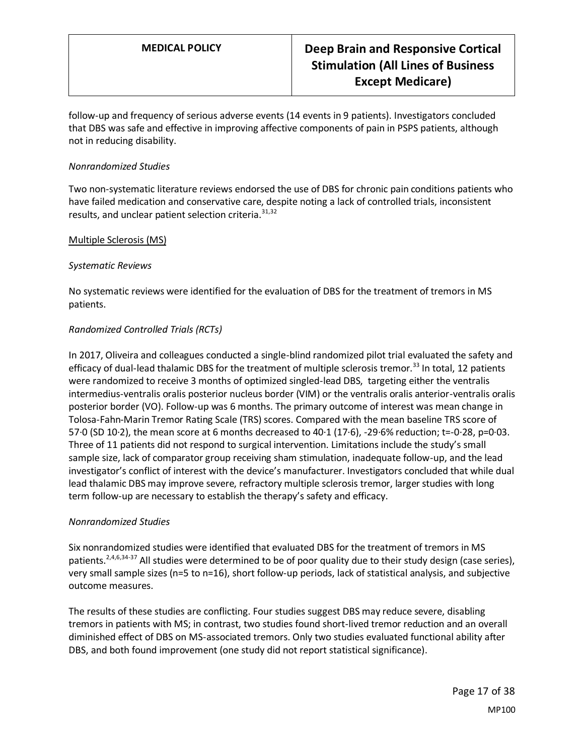follow-up and frequency of serious adverse events (14 events in 9 patients). Investigators concluded that DBS was safe and effective in improving affective components of pain in PSPS patients, although not in reducing disability.

*Nonrandomized Studies*

Two non-systematic literature reviews endorsed the use of DBS for chronic pain conditions patients who have failed medication and conservative care, despite noting a lack of controlled trials, inconsistent results, and unclear patient selection criteria.[31,32]

Multiple Sclerosis (MS)

*Systematic Reviews*

No systematic reviews were identified for the evaluation of DBS for the treatment of tremors in MS patients.

*Randomized Controlled Trials (RCTs)*

In 2017, Oliveira and colleagues conducted a single-blind randomized pilot trial evaluated the safety and efficacy of dual-lead thalamic DBS for the treatment of multiple sclerosis tremor.[33] In total, 12 patients were randomized to receive 3 months of optimized singled-lead DBS, targeting either the ventralis intermedius-ventralis oralis posterior nucleus border (VIM) or the ventralis oralis anterior-ventralis oralis posterior border (VO). Follow-up was 6 months. The primary outcome of interest was mean change in Tolosa-Fahn-Marin Tremor Rating Scale (TRS) scores. Compared with the mean baseline TRS score of 57·0 (SD 10·2), the mean score at 6 months decreased to 40·1 (17·6), -29·6% reduction; t=-0·28, p=0·03. Three of 11 patients did not respond to surgical intervention. Limitations include the study's small sample size, lack of comparator group receiving sham stimulation, inadequate follow-up, and the lead investigator's conflict of interest with the device's manufacturer. Investigators concluded that while dual lead thalamic DBS may improve severe, refractory multiple sclerosis tremor, larger studies with long term follow-up are necessary to establish the therapy's safety and efficacy.

*Nonrandomized Studies*

Six nonrandomized studies were identified that evaluated DBS for the treatment of tremors in MS patients.[2,4,6,34-37] All studies were determined to be of poor quality due to their study design (case series), very small sample sizes (n=5 to n=16), short follow-up periods, lack of statistical analysis, and subjective outcome measures.

The results of these studies are conflicting. Four studies suggest DBS may reduce severe, disabling tremors in patients with MS; in contrast, two studies found short-lived tremor reduction and an overall diminished effect of DBS on MS-associated tremors. Only two studies evaluated functional ability after DBS, and both found improvement (one study did not report statistical significance).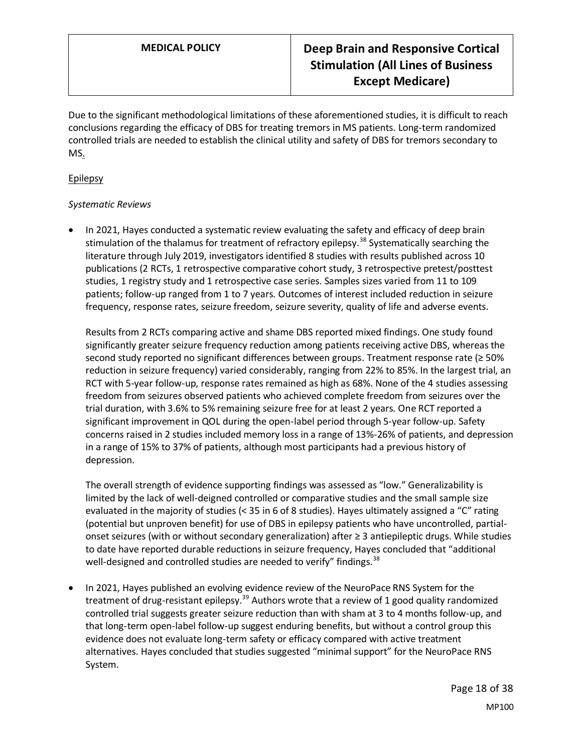Due to the significant methodological limitations of these aforementioned studies, it is difficult to reach conclusions regarding the efficacy of DBS for treating tremors in MS patients. Long-term randomized controlled trials are needed to establish the clinical utility and safety of DBS for tremors secondary to MS.

Epilepsy

*Systematic Reviews*

- In 2021, Hayes conducted a systematic review evaluating the safety and efficacy of deep brain stimulation of the thalamus for treatment of refractory epilepsy.[38] Systematically searching the literature through July 2019, investigators identified 8 studies with results published across 10 publications (2 RCTs, 1 retrospective comparative cohort study, 3 retrospective pretest/posttest studies, 1 registry study and 1 retrospective case series. Samples sizes varied from 11 to 109 patients; follow-up ranged from 1 to 7 years. Outcomes of interest included reduction in seizure frequency, response rates, seizure freedom, seizure severity, quality of life and adverse events.

  Results from 2 RCTs comparing active and shame DBS reported mixed findings. One study found significantly greater seizure frequency reduction among patients receiving active DBS, whereas the second study reported no significant differences between groups. Treatment response rate (≥ 50% reduction in seizure frequency) varied considerably, ranging from 22% to 85%. In the largest trial, an RCT with 5-year follow-up, response rates remained as high as 68%. None of the 4 studies assessing freedom from seizures observed patients who achieved complete freedom from seizures over the trial duration, with 3.6% to 5% remaining seizure free for at least 2 years. One RCT reported a significant improvement in QOL during the open-label period through 5-year follow-up. Safety concerns raised in 2 studies included memory loss in a range of 13%-26% of patients, and depression in a range of 15% to 37% of patients, although most participants had a previous history of depression.

  The overall strength of evidence supporting findings was assessed as "low." Generalizability is limited by the lack of well-deigned controlled or comparative studies and the small sample size evaluated in the majority of studies (< 35 in 6 of 8 studies). Hayes ultimately assigned a "C" rating (potential but unproven benefit) for use of DBS in epilepsy patients who have uncontrolled, partial-onset seizures (with or without secondary generalization) after ≥ 3 antiepileptic drugs. While studies to date have reported durable reductions in seizure frequency, Hayes concluded that "additional well-designed and controlled studies are needed to verify" findings.[38]

- In 2021, Hayes published an evolving evidence review of the NeuroPace RNS System for the treatment of drug-resistant epilepsy.[39] Authors wrote that a review of 1 good quality randomized controlled trial suggests greater seizure reduction than with sham at 3 to 4 months follow-up, and that long-term open-label follow-up suggest enduring benefits, but without a control group this evidence does not evaluate long-term safety or efficacy compared with active treatment alternatives. Hayes concluded that studies suggested "minimal support" for the NeuroPace RNS System.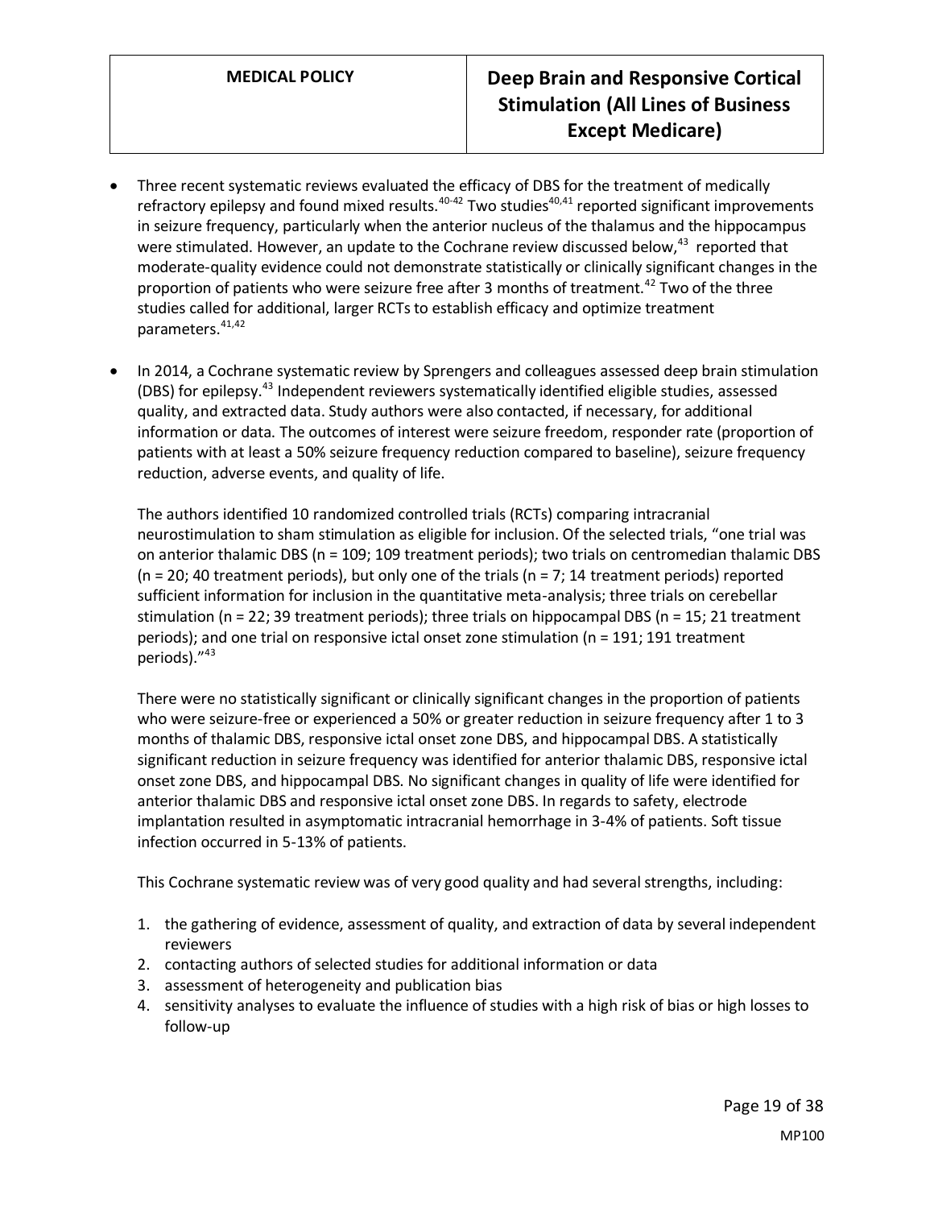- Three recent systematic reviews evaluated the efficacy of DBS for the treatment of medically refractory epilepsy and found mixed results.[40-42] Two studies[40,41] reported significant improvements in seizure frequency, particularly when the anterior nucleus of the thalamus and the hippocampus were stimulated. However, an update to the Cochrane review discussed below,[43] reported that moderate-quality evidence could not demonstrate statistically or clinically significant changes in the proportion of patients who were seizure free after 3 months of treatment.[42] Two of the three studies called for additional, larger RCTs to establish efficacy and optimize treatment parameters.[41,42]

- In 2014, a Cochrane systematic review by Sprengers and colleagues assessed deep brain stimulation (DBS) for epilepsy.[43] Independent reviewers systematically identified eligible studies, assessed quality, and extracted data. Study authors were also contacted, if necessary, for additional information or data. The outcomes of interest were seizure freedom, responder rate (proportion of patients with at least a 50% seizure frequency reduction compared to baseline), seizure frequency reduction, adverse events, and quality of life.

  The authors identified 10 randomized controlled trials (RCTs) comparing intracranial neurostimulation to sham stimulation as eligible for inclusion. Of the selected trials, "one trial was on anterior thalamic DBS (n = 109; 109 treatment periods); two trials on centromedian thalamic DBS (n = 20; 40 treatment periods), but only one of the trials (n = 7; 14 treatment periods) reported sufficient information for inclusion in the quantitative meta-analysis; three trials on cerebellar stimulation (n = 22; 39 treatment periods); three trials on hippocampal DBS (n = 15; 21 treatment periods); and one trial on responsive ictal onset zone stimulation (n = 191; 191 treatment periods)."[43]

  There were no statistically significant or clinically significant changes in the proportion of patients who were seizure-free or experienced a 50% or greater reduction in seizure frequency after 1 to 3 months of thalamic DBS, responsive ictal onset zone DBS, and hippocampal DBS. A statistically significant reduction in seizure frequency was identified for anterior thalamic DBS, responsive ictal onset zone DBS, and hippocampal DBS. No significant changes in quality of life were identified for anterior thalamic DBS and responsive ictal onset zone DBS. In regards to safety, electrode implantation resulted in asymptomatic intracranial hemorrhage in 3-4% of patients. Soft tissue infection occurred in 5-13% of patients.

  This Cochrane systematic review was of very good quality and had several strengths, including:

  1. the gathering of evidence, assessment of quality, and extraction of data by several independent reviewers
  2. contacting authors of selected studies for additional information or data
  3. assessment of heterogeneity and publication bias
  4. sensitivity analyses to evaluate the influence of studies with a high risk of bias or high losses to follow-up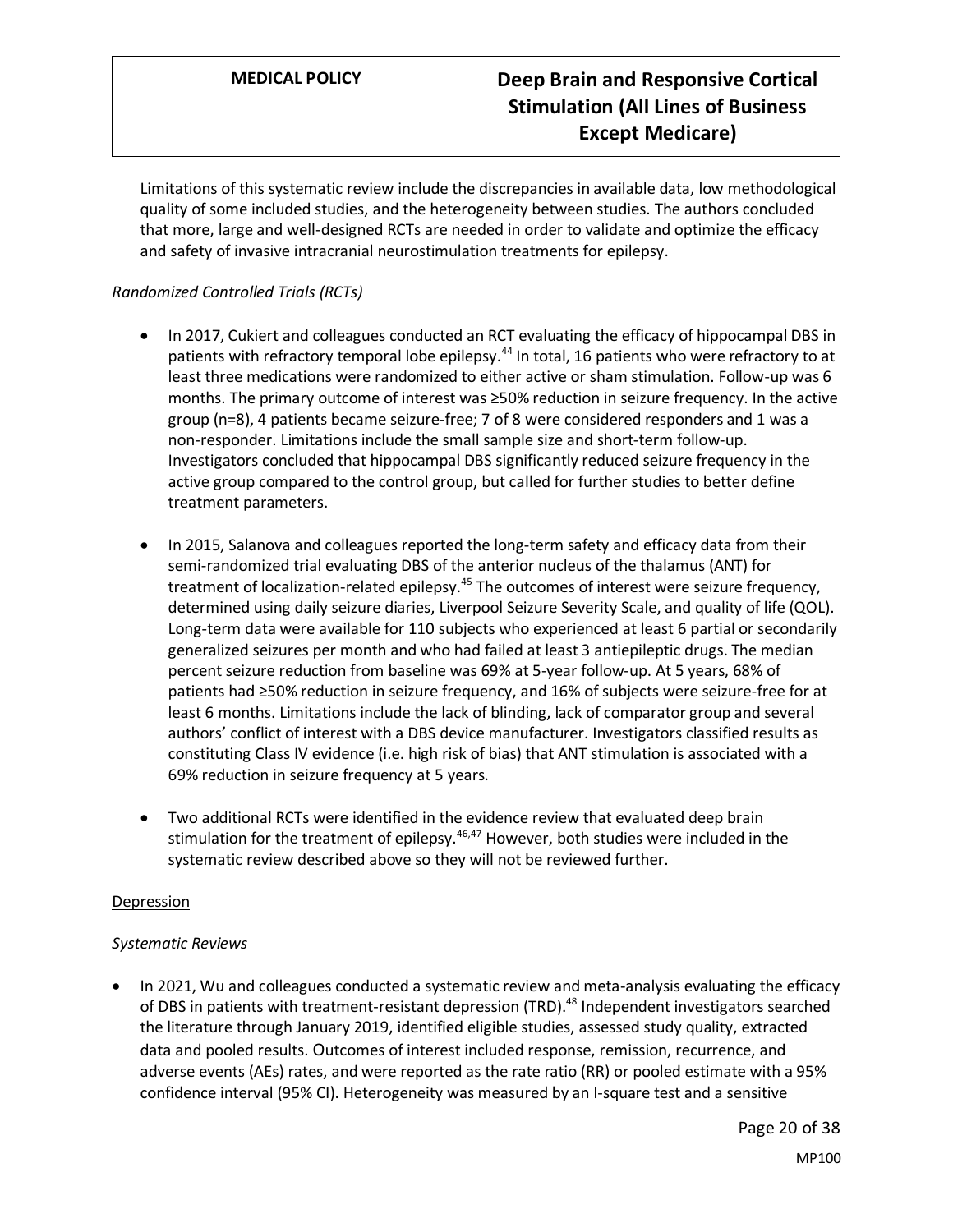Limitations of this systematic review include the discrepancies in available data, low methodological quality of some included studies, and the heterogeneity between studies. The authors concluded that more, large and well-designed RCTs are needed in order to validate and optimize the efficacy and safety of invasive intracranial neurostimulation treatments for epilepsy.

*Randomized Controlled Trials (RCTs)*

- In 2017, Cukiert and colleagues conducted an RCT evaluating the efficacy of hippocampal DBS in patients with refractory temporal lobe epilepsy.[44] In total, 16 patients who were refractory to at least three medications were randomized to either active or sham stimulation. Follow-up was 6 months. The primary outcome of interest was ≥50% reduction in seizure frequency. In the active group (n=8), 4 patients became seizure-free; 7 of 8 were considered responders and 1 was a non-responder. Limitations include the small sample size and short-term follow-up. Investigators concluded that hippocampal DBS significantly reduced seizure frequency in the active group compared to the control group, but called for further studies to better define treatment parameters.

- In 2015, Salanova and colleagues reported the long-term safety and efficacy data from their semi-randomized trial evaluating DBS of the anterior nucleus of the thalamus (ANT) for treatment of localization-related epilepsy.[45] The outcomes of interest were seizure frequency, determined using daily seizure diaries, Liverpool Seizure Severity Scale, and quality of life (QOL). Long-term data were available for 110 subjects who experienced at least 6 partial or secondarily generalized seizures per month and who had failed at least 3 antiepileptic drugs. The median percent seizure reduction from baseline was 69% at 5-year follow-up. At 5 years, 68% of patients had ≥50% reduction in seizure frequency, and 16% of subjects were seizure-free for at least 6 months. Limitations include the lack of blinding, lack of comparator group and several authors' conflict of interest with a DBS device manufacturer. Investigators classified results as constituting Class IV evidence (i.e. high risk of bias) that ANT stimulation is associated with a 69% reduction in seizure frequency at 5 years.

- Two additional RCTs were identified in the evidence review that evaluated deep brain stimulation for the treatment of epilepsy.[46,47] However, both studies were included in the systematic review described above so they will not be reviewed further.

<u>Depression</u>

*Systematic Reviews*

- In 2021, Wu and colleagues conducted a systematic review and meta-analysis evaluating the efficacy of DBS in patients with treatment-resistant depression (TRD).[48] Independent investigators searched the literature through January 2019, identified eligible studies, assessed study quality, extracted data and pooled results. Outcomes of interest included response, remission, recurrence, and adverse events (AEs) rates, and were reported as the rate ratio (RR) or pooled estimate with a 95% confidence interval (95% CI). Heterogeneity was measured by an I-square test and a sensitive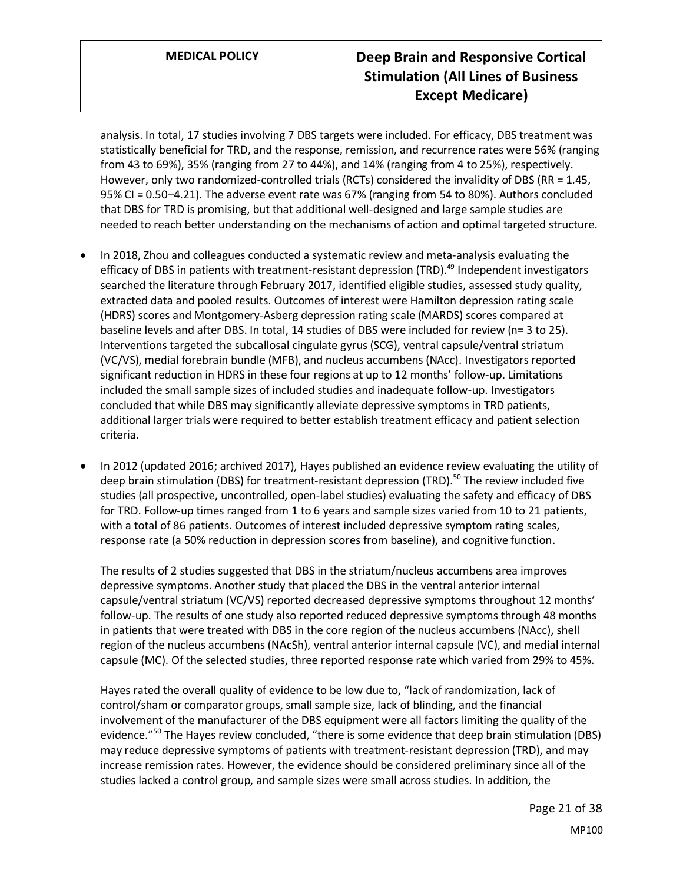analysis. In total, 17 studies involving 7 DBS targets were included. For efficacy, DBS treatment was statistically beneficial for TRD, and the response, remission, and recurrence rates were 56% (ranging from 43 to 69%), 35% (ranging from 27 to 44%), and 14% (ranging from 4 to 25%), respectively. However, only two randomized-controlled trials (RCTs) considered the invalidity of DBS (RR = 1.45, 95% CI = 0.50–4.21). The adverse event rate was 67% (ranging from 54 to 80%). Authors concluded that DBS for TRD is promising, but that additional well-designed and large sample studies are needed to reach better understanding on the mechanisms of action and optimal targeted structure.

- In 2018, Zhou and colleagues conducted a systematic review and meta-analysis evaluating the efficacy of DBS in patients with treatment-resistant depression (TRD).[49] Independent investigators searched the literature through February 2017, identified eligible studies, assessed study quality, extracted data and pooled results. Outcomes of interest were Hamilton depression rating scale (HDRS) scores and Montgomery-Asberg depression rating scale (MARDS) scores compared at baseline levels and after DBS. In total, 14 studies of DBS were included for review (n= 3 to 25). Interventions targeted the subcallosal cingulate gyrus (SCG), ventral capsule/ventral striatum (VC/VS), medial forebrain bundle (MFB), and nucleus accumbens (NAcc). Investigators reported significant reduction in HDRS in these four regions at up to 12 months' follow-up. Limitations included the small sample sizes of included studies and inadequate follow-up. Investigators concluded that while DBS may significantly alleviate depressive symptoms in TRD patients, additional larger trials were required to better establish treatment efficacy and patient selection criteria.

- In 2012 (updated 2016; archived 2017), Hayes published an evidence review evaluating the utility of deep brain stimulation (DBS) for treatment-resistant depression (TRD).[50] The review included five studies (all prospective, uncontrolled, open-label studies) evaluating the safety and efficacy of DBS for TRD. Follow-up times ranged from 1 to 6 years and sample sizes varied from 10 to 21 patients, with a total of 86 patients. Outcomes of interest included depressive symptom rating scales, response rate (a 50% reduction in depression scores from baseline), and cognitive function.

  The results of 2 studies suggested that DBS in the striatum/nucleus accumbens area improves depressive symptoms. Another study that placed the DBS in the ventral anterior internal capsule/ventral striatum (VC/VS) reported decreased depressive symptoms throughout 12 months' follow-up. The results of one study also reported reduced depressive symptoms through 48 months in patients that were treated with DBS in the core region of the nucleus accumbens (NAcc), shell region of the nucleus accumbens (NAcSh), ventral anterior internal capsule (VC), and medial internal capsule (MC). Of the selected studies, three reported response rate which varied from 29% to 45%.

  Hayes rated the overall quality of evidence to be low due to, "lack of randomization, lack of control/sham or comparator groups, small sample size, lack of blinding, and the financial involvement of the manufacturer of the DBS equipment were all factors limiting the quality of the evidence."[50] The Hayes review concluded, "there is some evidence that deep brain stimulation (DBS) may reduce depressive symptoms of patients with treatment-resistant depression (TRD), and may increase remission rates. However, the evidence should be considered preliminary since all of the studies lacked a control group, and sample sizes were small across studies. In addition, the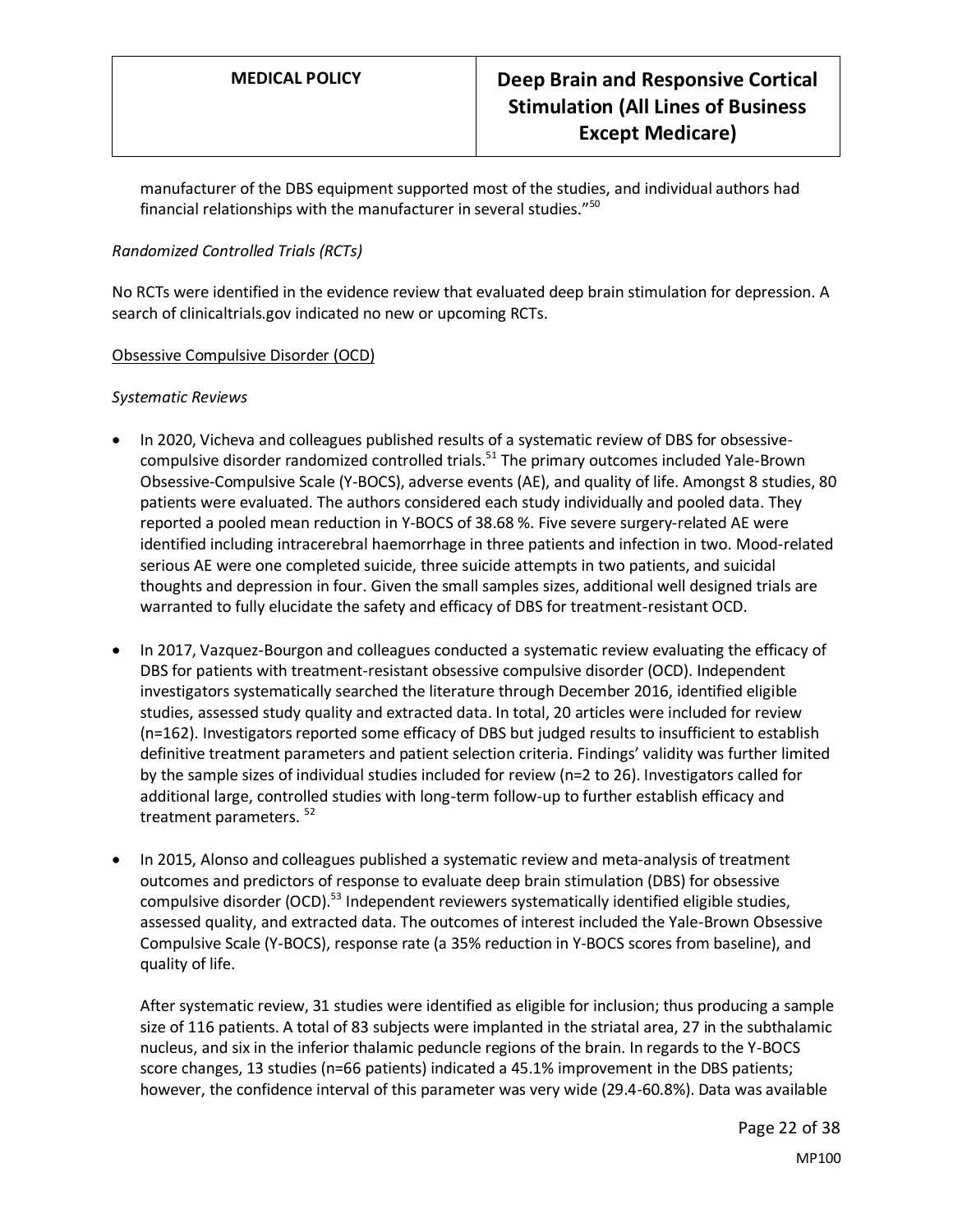manufacturer of the DBS equipment supported most of the studies, and individual authors had financial relationships with the manufacturer in several studies."[50]

*Randomized Controlled Trials (RCTs)*

No RCTs were identified in the evidence review that evaluated deep brain stimulation for depression. A search of clinicaltrials.gov indicated no new or upcoming RCTs.

<u>Obsessive Compulsive Disorder (OCD)</u>

*Systematic Reviews*

- In 2020, Vicheva and colleagues published results of a systematic review of DBS for obsessive-compulsive disorder randomized controlled trials.[51] The primary outcomes included Yale-Brown Obsessive-Compulsive Scale (Y-BOCS), adverse events (AE), and quality of life. Amongst 8 studies, 80 patients were evaluated. The authors considered each study individually and pooled data. They reported a pooled mean reduction in Y-BOCS of 38.68 %. Five severe surgery-related AE were identified including intracerebral haemorrhage in three patients and infection in two. Mood-related serious AE were one completed suicide, three suicide attempts in two patients, and suicidal thoughts and depression in four. Given the small samples sizes, additional well designed trials are warranted to fully elucidate the safety and efficacy of DBS for treatment-resistant OCD.

- In 2017, Vazquez-Bourgon and colleagues conducted a systematic review evaluating the efficacy of DBS for patients with treatment-resistant obsessive compulsive disorder (OCD). Independent investigators systematically searched the literature through December 2016, identified eligible studies, assessed study quality and extracted data. In total, 20 articles were included for review (n=162). Investigators reported some efficacy of DBS but judged results to insufficient to establish definitive treatment parameters and patient selection criteria. Findings' validity was further limited by the sample sizes of individual studies included for review (n=2 to 26). Investigators called for additional large, controlled studies with long-term follow-up to further establish efficacy and treatment parameters. [52]

- In 2015, Alonso and colleagues published a systematic review and meta-analysis of treatment outcomes and predictors of response to evaluate deep brain stimulation (DBS) for obsessive compulsive disorder (OCD).[53] Independent reviewers systematically identified eligible studies, assessed quality, and extracted data. The outcomes of interest included the Yale-Brown Obsessive Compulsive Scale (Y-BOCS), response rate (a 35% reduction in Y-BOCS scores from baseline), and quality of life.

  After systematic review, 31 studies were identified as eligible for inclusion; thus producing a sample size of 116 patients. A total of 83 subjects were implanted in the striatal area, 27 in the subthalamic nucleus, and six in the inferior thalamic peduncle regions of the brain. In regards to the Y-BOCS score changes, 13 studies (n=66 patients) indicated a 45.1% improvement in the DBS patients; however, the confidence interval of this parameter was very wide (29.4-60.8%). Data was available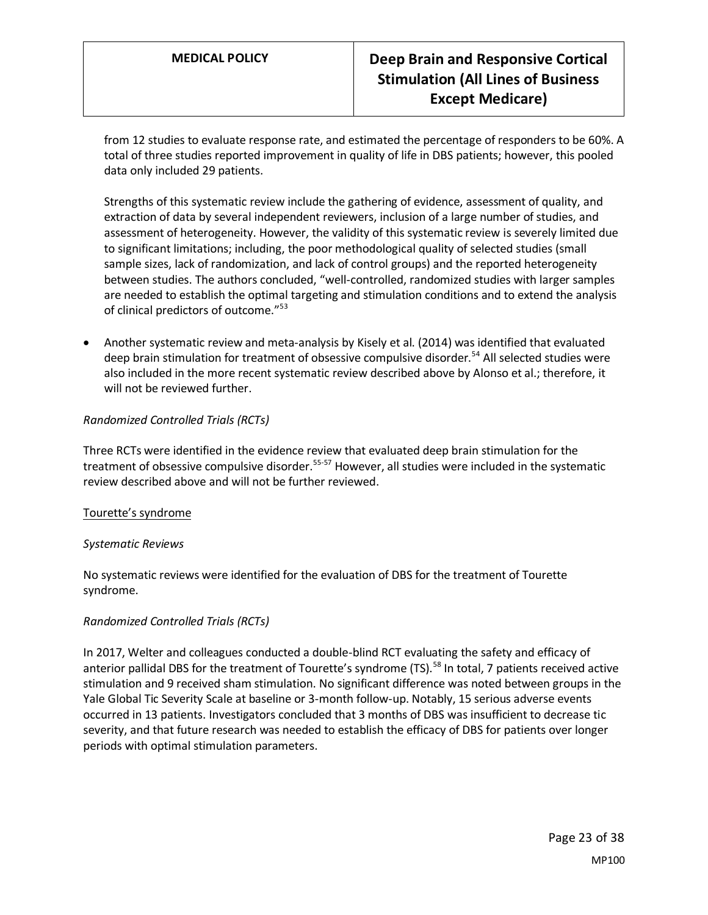from 12 studies to evaluate response rate, and estimated the percentage of responders to be 60%. A total of three studies reported improvement in quality of life in DBS patients; however, this pooled data only included 29 patients.

Strengths of this systematic review include the gathering of evidence, assessment of quality, and extraction of data by several independent reviewers, inclusion of a large number of studies, and assessment of heterogeneity. However, the validity of this systematic review is severely limited due to significant limitations; including, the poor methodological quality of selected studies (small sample sizes, lack of randomization, and lack of control groups) and the reported heterogeneity between studies. The authors concluded, "well-controlled, randomized studies with larger samples are needed to establish the optimal targeting and stimulation conditions and to extend the analysis of clinical predictors of outcome."[53]

- Another systematic review and meta-analysis by Kisely et al. (2014) was identified that evaluated deep brain stimulation for treatment of obsessive compulsive disorder.[54] All selected studies were also included in the more recent systematic review described above by Alonso et al.; therefore, it will not be reviewed further.

*Randomized Controlled Trials (RCTs)*

Three RCTs were identified in the evidence review that evaluated deep brain stimulation for the treatment of obsessive compulsive disorder.[55-57] However, all studies were included in the systematic review described above and will not be further reviewed.

Tourette's syndrome

*Systematic Reviews*

No systematic reviews were identified for the evaluation of DBS for the treatment of Tourette syndrome.

*Randomized Controlled Trials (RCTs)*

In 2017, Welter and colleagues conducted a double-blind RCT evaluating the safety and efficacy of anterior pallidal DBS for the treatment of Tourette's syndrome (TS).[58] In total, 7 patients received active stimulation and 9 received sham stimulation. No significant difference was noted between groups in the Yale Global Tic Severity Scale at baseline or 3-month follow-up. Notably, 15 serious adverse events occurred in 13 patients. Investigators concluded that 3 months of DBS was insufficient to decrease tic severity, and that future research was needed to establish the efficacy of DBS for patients over longer periods with optimal stimulation parameters.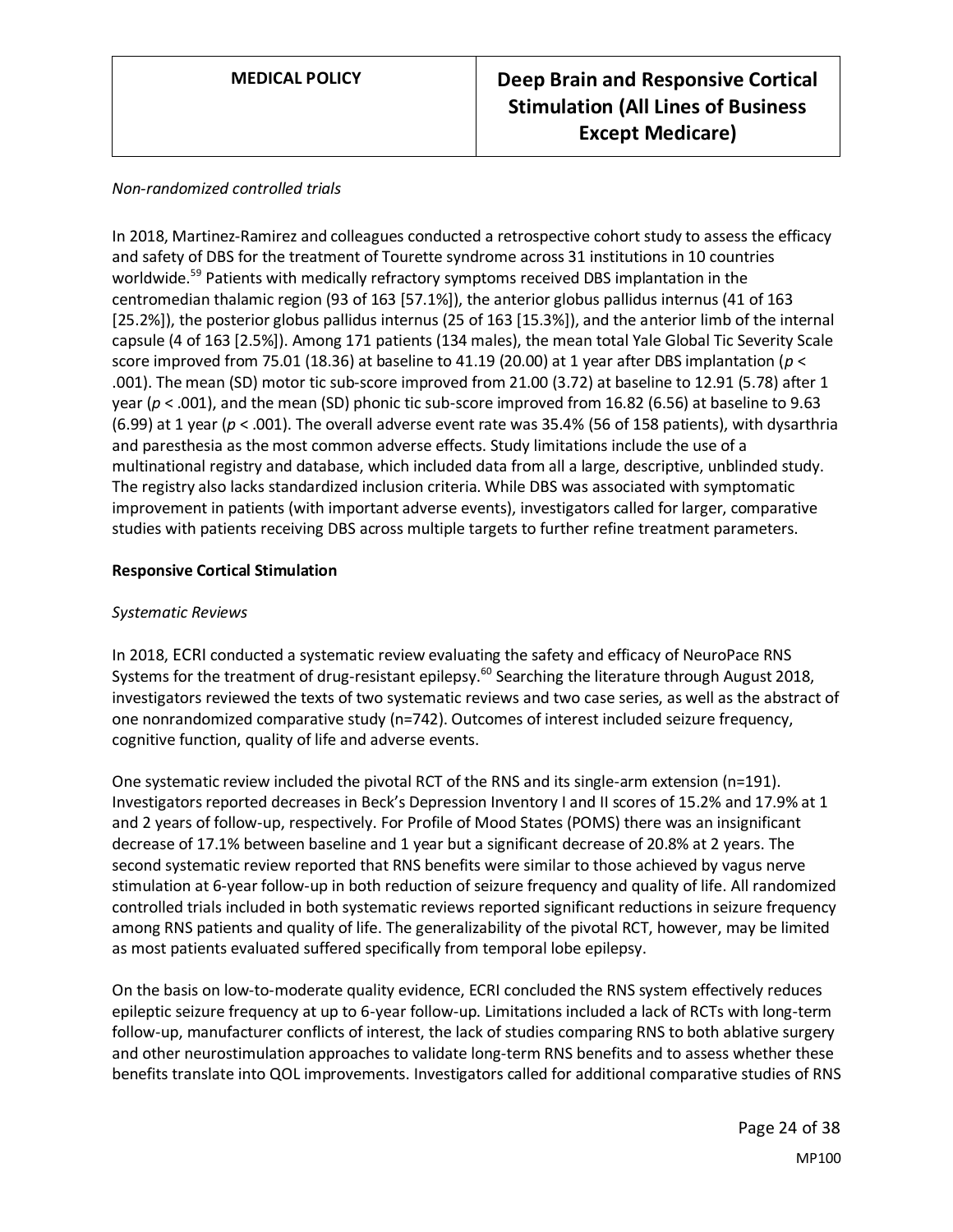*Non-randomized controlled trials*

In 2018, Martinez-Ramirez and colleagues conducted a retrospective cohort study to assess the efficacy and safety of DBS for the treatment of Tourette syndrome across 31 institutions in 10 countries worldwide.[59] Patients with medically refractory symptoms received DBS implantation in the centromedian thalamic region (93 of 163 [57.1%]), the anterior globus pallidus internus (41 of 163 [25.2%]), the posterior globus pallidus internus (25 of 163 [15.3%]), and the anterior limb of the internal capsule (4 of 163 [2.5%]). Among 171 patients (134 males), the mean total Yale Global Tic Severity Scale score improved from 75.01 (18.36) at baseline to 41.19 (20.00) at 1 year after DBS implantation ($p < .001$). The mean (SD) motor tic sub-score improved from 21.00 (3.72) at baseline to 12.91 (5.78) after 1 year ($p < .001$), and the mean (SD) phonic tic sub-score improved from 16.82 (6.56) at baseline to 9.63 (6.99) at 1 year ($p < .001$). The overall adverse event rate was 35.4% (56 of 158 patients), with dysarthria and paresthesia as the most common adverse effects. Study limitations include the use of a multinational registry and database, which included data from all a large, descriptive, unblinded study. The registry also lacks standardized inclusion criteria. While DBS was associated with symptomatic improvement in patients (with important adverse events), investigators called for larger, comparative studies with patients receiving DBS across multiple targets to further refine treatment parameters.

**Responsive Cortical Stimulation**

*Systematic Reviews*

In 2018, ECRI conducted a systematic review evaluating the safety and efficacy of NeuroPace RNS Systems for the treatment of drug-resistant epilepsy.[60] Searching the literature through August 2018, investigators reviewed the texts of two systematic reviews and two case series, as well as the abstract of one nonrandomized comparative study (n=742). Outcomes of interest included seizure frequency, cognitive function, quality of life and adverse events.

One systematic review included the pivotal RCT of the RNS and its single-arm extension (n=191). Investigators reported decreases in Beck's Depression Inventory I and II scores of 15.2% and 17.9% at 1 and 2 years of follow-up, respectively. For Profile of Mood States (POMS) there was an insignificant decrease of 17.1% between baseline and 1 year but a significant decrease of 20.8% at 2 years. The second systematic review reported that RNS benefits were similar to those achieved by vagus nerve stimulation at 6-year follow-up in both reduction of seizure frequency and quality of life. All randomized controlled trials included in both systematic reviews reported significant reductions in seizure frequency among RNS patients and quality of life. The generalizability of the pivotal RCT, however, may be limited as most patients evaluated suffered specifically from temporal lobe epilepsy.

On the basis on low-to-moderate quality evidence, ECRI concluded the RNS system effectively reduces epileptic seizure frequency at up to 6-year follow-up. Limitations included a lack of RCTs with long-term follow-up, manufacturer conflicts of interest, the lack of studies comparing RNS to both ablative surgery and other neurostimulation approaches to validate long-term RNS benefits and to assess whether these benefits translate into QOL improvements. Investigators called for additional comparative studies of RNS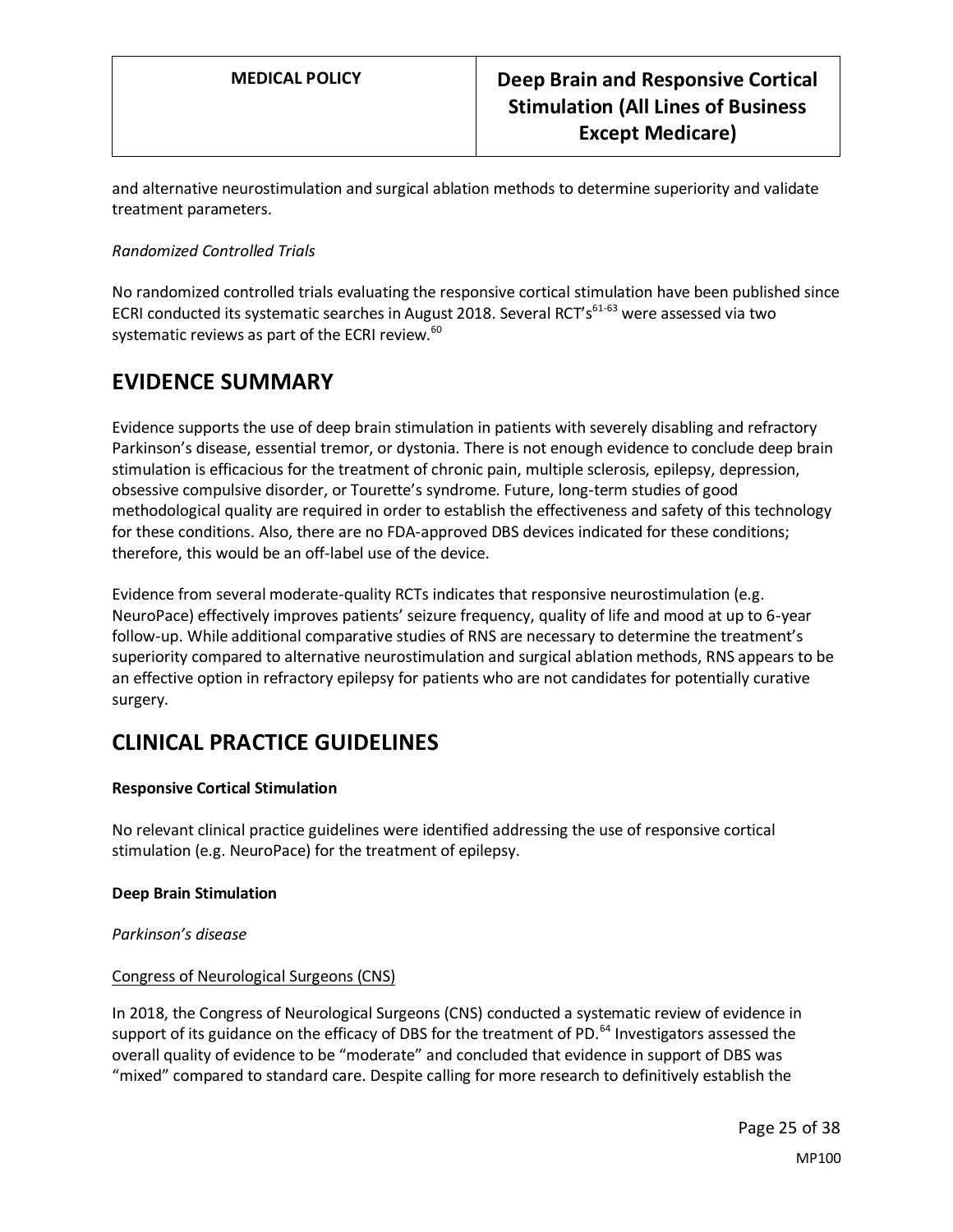and alternative neurostimulation and surgical ablation methods to determine superiority and validate treatment parameters.

*Randomized Controlled Trials*

No randomized controlled trials evaluating the responsive cortical stimulation have been published since ECRI conducted its systematic searches in August 2018. Several RCT's[61-63] were assessed via two systematic reviews as part of the ECRI review.[60]

# EVIDENCE SUMMARY

Evidence supports the use of deep brain stimulation in patients with severely disabling and refractory Parkinson's disease, essential tremor, or dystonia. There is not enough evidence to conclude deep brain stimulation is efficacious for the treatment of chronic pain, multiple sclerosis, epilepsy, depression, obsessive compulsive disorder, or Tourette's syndrome. Future, long-term studies of good methodological quality are required in order to establish the effectiveness and safety of this technology for these conditions. Also, there are no FDA-approved DBS devices indicated for these conditions; therefore, this would be an off-label use of the device.

Evidence from several moderate-quality RCTs indicates that responsive neurostimulation (e.g. NeuroPace) effectively improves patients' seizure frequency, quality of life and mood at up to 6-year follow-up. While additional comparative studies of RNS are necessary to determine the treatment's superiority compared to alternative neurostimulation and surgical ablation methods, RNS appears to be an effective option in refractory epilepsy for patients who are not candidates for potentially curative surgery.

# CLINICAL PRACTICE GUIDELINES

**Responsive Cortical Stimulation**

No relevant clinical practice guidelines were identified addressing the use of responsive cortical stimulation (e.g. NeuroPace) for the treatment of epilepsy.

**Deep Brain Stimulation**

*Parkinson's disease*

Congress of Neurological Surgeons (CNS)

In 2018, the Congress of Neurological Surgeons (CNS) conducted a systematic review of evidence in support of its guidance on the efficacy of DBS for the treatment of PD.[64] Investigators assessed the overall quality of evidence to be "moderate" and concluded that evidence in support of DBS was "mixed" compared to standard care. Despite calling for more research to definitively establish the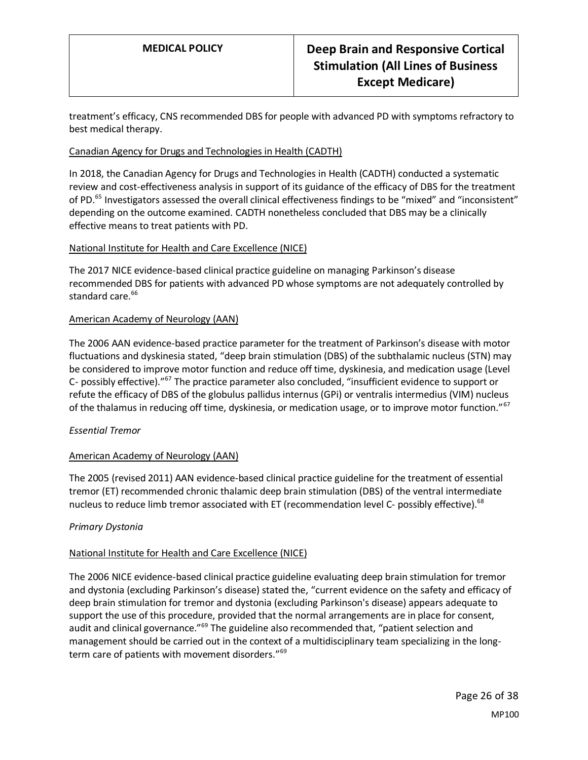treatment's efficacy, CNS recommended DBS for people with advanced PD with symptoms refractory to best medical therapy.

Canadian Agency for Drugs and Technologies in Health (CADTH)

In 2018, the Canadian Agency for Drugs and Technologies in Health (CADTH) conducted a systematic review and cost-effectiveness analysis in support of its guidance of the efficacy of DBS for the treatment of PD.[65] Investigators assessed the overall clinical effectiveness findings to be "mixed" and "inconsistent" depending on the outcome examined. CADTH nonetheless concluded that DBS may be a clinically effective means to treat patients with PD.

National Institute for Health and Care Excellence (NICE)

The 2017 NICE evidence-based clinical practice guideline on managing Parkinson's disease recommended DBS for patients with advanced PD whose symptoms are not adequately controlled by standard care.[66]

American Academy of Neurology (AAN)

The 2006 AAN evidence-based practice parameter for the treatment of Parkinson's disease with motor fluctuations and dyskinesia stated, "deep brain stimulation (DBS) of the subthalamic nucleus (STN) may be considered to improve motor function and reduce off time, dyskinesia, and medication usage (Level C- possibly effective)."[67] The practice parameter also concluded, "insufficient evidence to support or refute the efficacy of DBS of the globulus pallidus internus (GPi) or ventralis intermedius (VIM) nucleus of the thalamus in reducing off time, dyskinesia, or medication usage, or to improve motor function."[67]

*Essential Tremor*

American Academy of Neurology (AAN)

The 2005 (revised 2011) AAN evidence-based clinical practice guideline for the treatment of essential tremor (ET) recommended chronic thalamic deep brain stimulation (DBS) of the ventral intermediate nucleus to reduce limb tremor associated with ET (recommendation level C- possibly effective).[68]

*Primary Dystonia*

National Institute for Health and Care Excellence (NICE)

The 2006 NICE evidence-based clinical practice guideline evaluating deep brain stimulation for tremor and dystonia (excluding Parkinson's disease) stated the, "current evidence on the safety and efficacy of deep brain stimulation for tremor and dystonia (excluding Parkinson's disease) appears adequate to support the use of this procedure, provided that the normal arrangements are in place for consent, audit and clinical governance."[69] The guideline also recommended that, "patient selection and management should be carried out in the context of a multidisciplinary team specializing in the long-term care of patients with movement disorders."[69]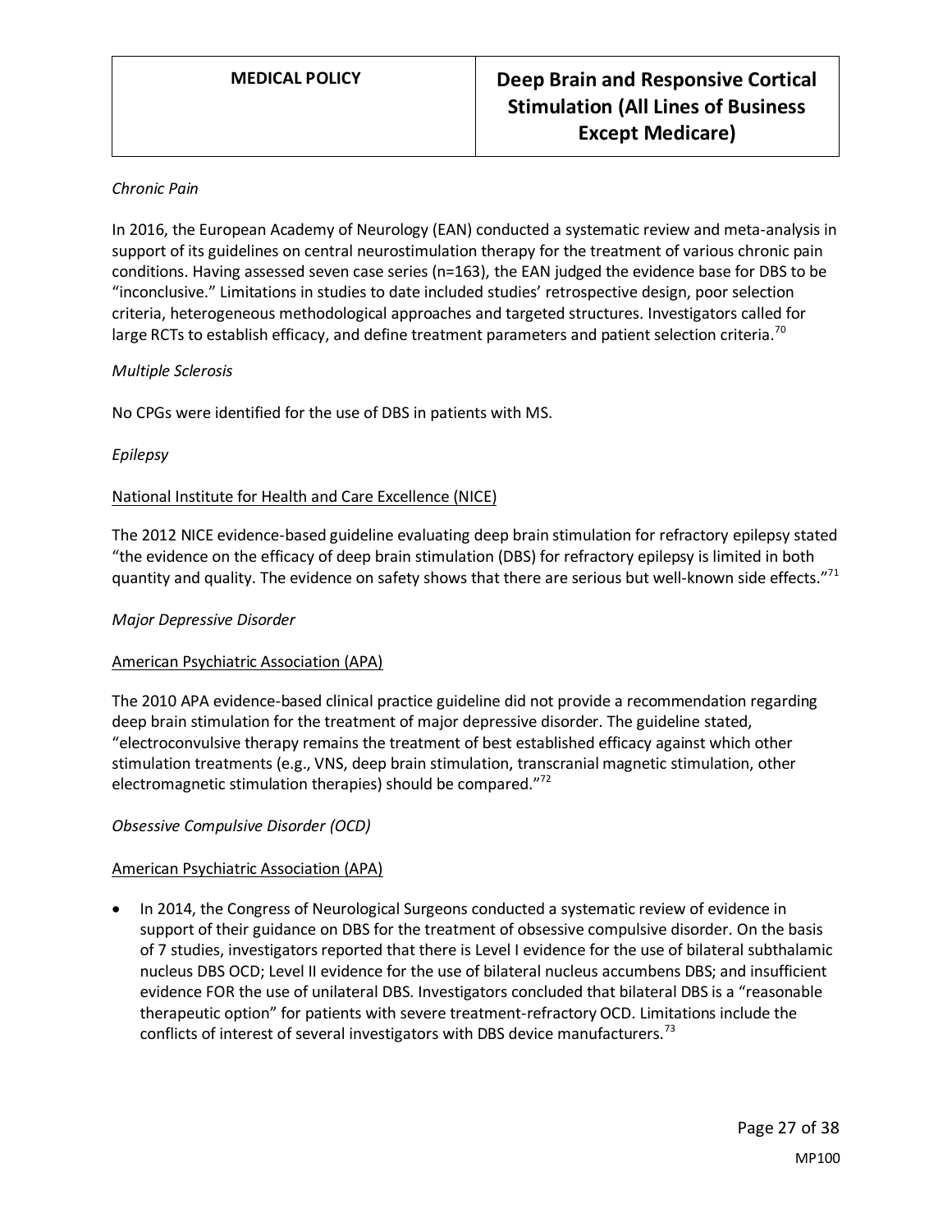*Chronic Pain*

In 2016, the European Academy of Neurology (EAN) conducted a systematic review and meta-analysis in support of its guidelines on central neurostimulation therapy for the treatment of various chronic pain conditions. Having assessed seven case series (n=163), the EAN judged the evidence base for DBS to be "inconclusive." Limitations in studies to date included studies' retrospective design, poor selection criteria, heterogeneous methodological approaches and targeted structures. Investigators called for large RCTs to establish efficacy, and define treatment parameters and patient selection criteria.[70]

*Multiple Sclerosis*

No CPGs were identified for the use of DBS in patients with MS.

*Epilepsy*

<u>National Institute for Health and Care Excellence (NICE)</u>

The 2012 NICE evidence-based guideline evaluating deep brain stimulation for refractory epilepsy stated "the evidence on the efficacy of deep brain stimulation (DBS) for refractory epilepsy is limited in both quantity and quality. The evidence on safety shows that there are serious but well-known side effects."[71]

*Major Depressive Disorder*

<u>American Psychiatric Association (APA)</u>

The 2010 APA evidence-based clinical practice guideline did not provide a recommendation regarding deep brain stimulation for the treatment of major depressive disorder. The guideline stated, "electroconvulsive therapy remains the treatment of best established efficacy against which other stimulation treatments (e.g., VNS, deep brain stimulation, transcranial magnetic stimulation, other electromagnetic stimulation therapies) should be compared."[72]

*Obsessive Compulsive Disorder (OCD)*

<u>American Psychiatric Association (APA)</u>

- In 2014, the Congress of Neurological Surgeons conducted a systematic review of evidence in support of their guidance on DBS for the treatment of obsessive compulsive disorder. On the basis of 7 studies, investigators reported that there is Level I evidence for the use of bilateral subthalamic nucleus DBS OCD; Level II evidence for the use of bilateral nucleus accumbens DBS; and insufficient evidence FOR the use of unilateral DBS. Investigators concluded that bilateral DBS is a "reasonable therapeutic option" for patients with severe treatment-refractory OCD. Limitations include the conflicts of interest of several investigators with DBS device manufacturers.[73]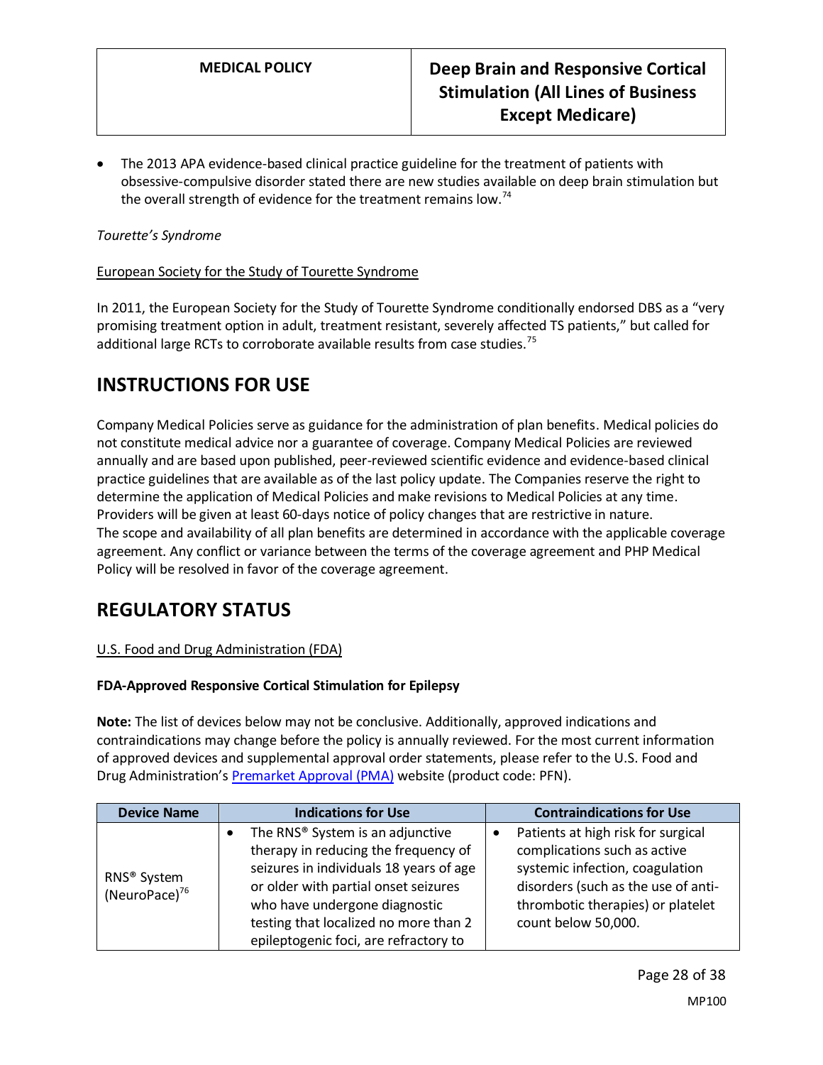- The 2013 APA evidence-based clinical practice guideline for the treatment of patients with obsessive-compulsive disorder stated there are new studies available on deep brain stimulation but the overall strength of evidence for the treatment remains low.[74]

*Tourette's Syndrome*

European Society for the Study of Tourette Syndrome

In 2011, the European Society for the Study of Tourette Syndrome conditionally endorsed DBS as a "very promising treatment option in adult, treatment resistant, severely affected TS patients," but called for additional large RCTs to corroborate available results from case studies.[75]

## INSTRUCTIONS FOR USE

Company Medical Policies serve as guidance for the administration of plan benefits. Medical policies do not constitute medical advice nor a guarantee of coverage. Company Medical Policies are reviewed annually and are based upon published, peer-reviewed scientific evidence and evidence-based clinical practice guidelines that are available as of the last policy update. The Companies reserve the right to determine the application of Medical Policies and make revisions to Medical Policies at any time. Providers will be given at least 60-days notice of policy changes that are restrictive in nature. The scope and availability of all plan benefits are determined in accordance with the applicable coverage agreement. Any conflict or variance between the terms of the coverage agreement and PHP Medical Policy will be resolved in favor of the coverage agreement.

## REGULATORY STATUS

U.S. Food and Drug Administration (FDA)

**FDA-Approved Responsive Cortical Stimulation for Epilepsy**

**Note:** The list of devices below may not be conclusive. Additionally, approved indications and contraindications may change before the policy is annually reviewed. For the most current information of approved devices and supplemental approval order statements, please refer to the U.S. Food and Drug Administration's Premarket Approval (PMA) website (product code: PFN).

| Device Name | Indications for Use | Contraindications for Use |
|---|---|---|
| RNS® System (NeuroPace)[76] | • The RNS® System is an adjunctive therapy in reducing the frequency of seizures in individuals 18 years of age or older with partial onset seizures who have undergone diagnostic testing that localized no more than 2 epileptogenic foci, are refractory to | • Patients at high risk for surgical complications such as active systemic infection, coagulation disorders (such as the use of anti-thrombotic therapies) or platelet count below 50,000. |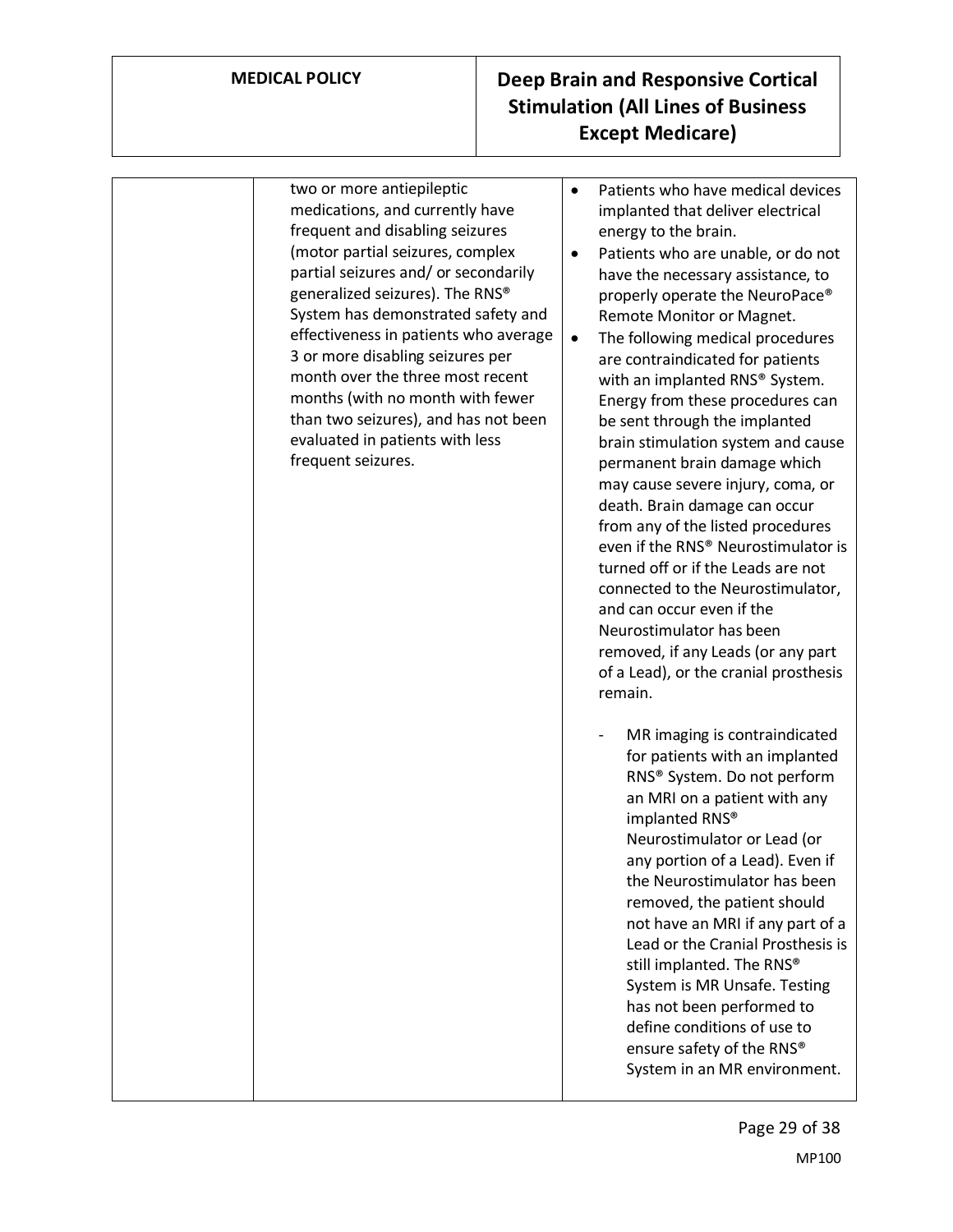| | | |
|---|---|---|
| | two or more antiepileptic medications, and currently have frequent and disabling seizures (motor partial seizures, complex partial seizures and/ or secondarily generalized seizures). The RNS® System has demonstrated safety and effectiveness in patients who average 3 or more disabling seizures per month over the three most recent months (with no month with fewer than two seizures), and has not been evaluated in patients with less frequent seizures. | • Patients who have medical devices implanted that deliver electrical energy to the brain.<br>• Patients who are unable, or do not have the necessary assistance, to properly operate the NeuroPace® Remote Monitor or Magnet.<br>• The following medical procedures are contraindicated for patients with an implanted RNS® System. Energy from these procedures can be sent through the implanted brain stimulation system and cause permanent brain damage which may cause severe injury, coma, or death. Brain damage can occur from any of the listed procedures even if the RNS® Neurostimulator is turned off or if the Leads are not connected to the Neurostimulator, and can occur even if the Neurostimulator has been removed, if any Leads (or any part of a Lead), or the cranial prosthesis remain.<br><br>- MR imaging is contraindicated for patients with an implanted RNS® System. Do not perform an MRI on a patient with any implanted RNS® Neurostimulator or Lead (or any portion of a Lead). Even if the Neurostimulator has been removed, the patient should not have an MRI if any part of a Lead or the Cranial Prosthesis is still implanted. The RNS® System is MR Unsafe. Testing has not been performed to define conditions of use to ensure safety of the RNS® System in an MR environment. |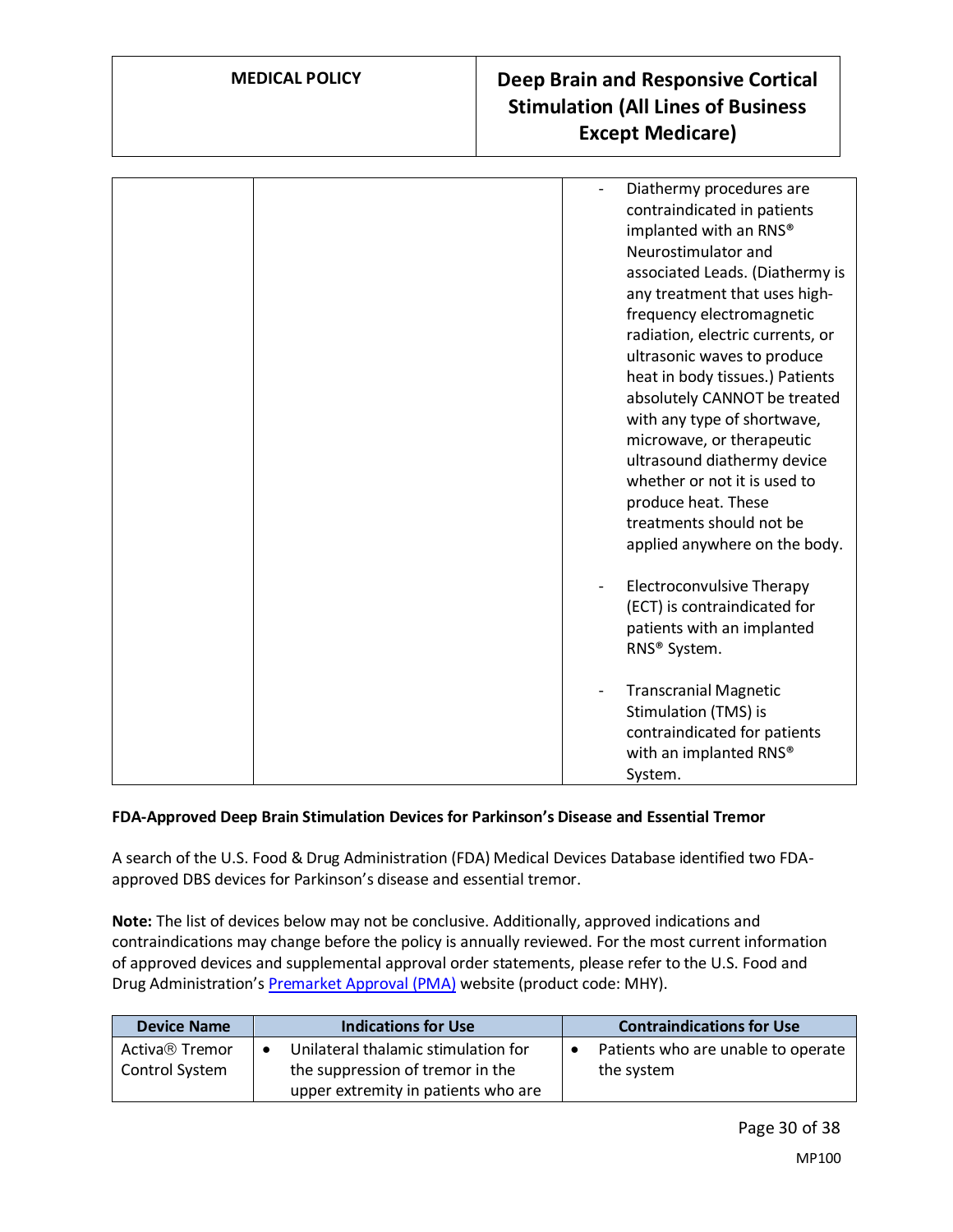| | | - Diathermy procedures are contraindicated in patients implanted with an RNS® Neurostimulator and associated Leads. (Diathermy is any treatment that uses high-frequency electromagnetic radiation, electric currents, or ultrasonic waves to produce heat in body tissues.) Patients absolutely CANNOT be treated with any type of shortwave, microwave, or therapeutic ultrasound diathermy device whether or not it is used to produce heat. These treatments should not be applied anywhere on the body.<br><br>- Electroconvulsive Therapy (ECT) is contraindicated for patients with an implanted RNS® System.<br><br>- Transcranial Magnetic Stimulation (TMS) is contraindicated for patients with an implanted RNS® System. |
|---|---|---|

**FDA-Approved Deep Brain Stimulation Devices for Parkinson's Disease and Essential Tremor**

A search of the U.S. Food & Drug Administration (FDA) Medical Devices Database identified two FDA-approved DBS devices for Parkinson's disease and essential tremor.

**Note:** The list of devices below may not be conclusive. Additionally, approved indications and contraindications may change before the policy is annually reviewed. For the most current information of approved devices and supplemental approval order statements, please refer to the U.S. Food and Drug Administration's Premarket Approval (PMA) website (product code: MHY).

| Device Name | Indications for Use | Contraindications for Use |
|---|---|---|
| Activa® Tremor Control System | • Unilateral thalamic stimulation for the suppression of tremor in the upper extremity in patients who are | • Patients who are unable to operate the system |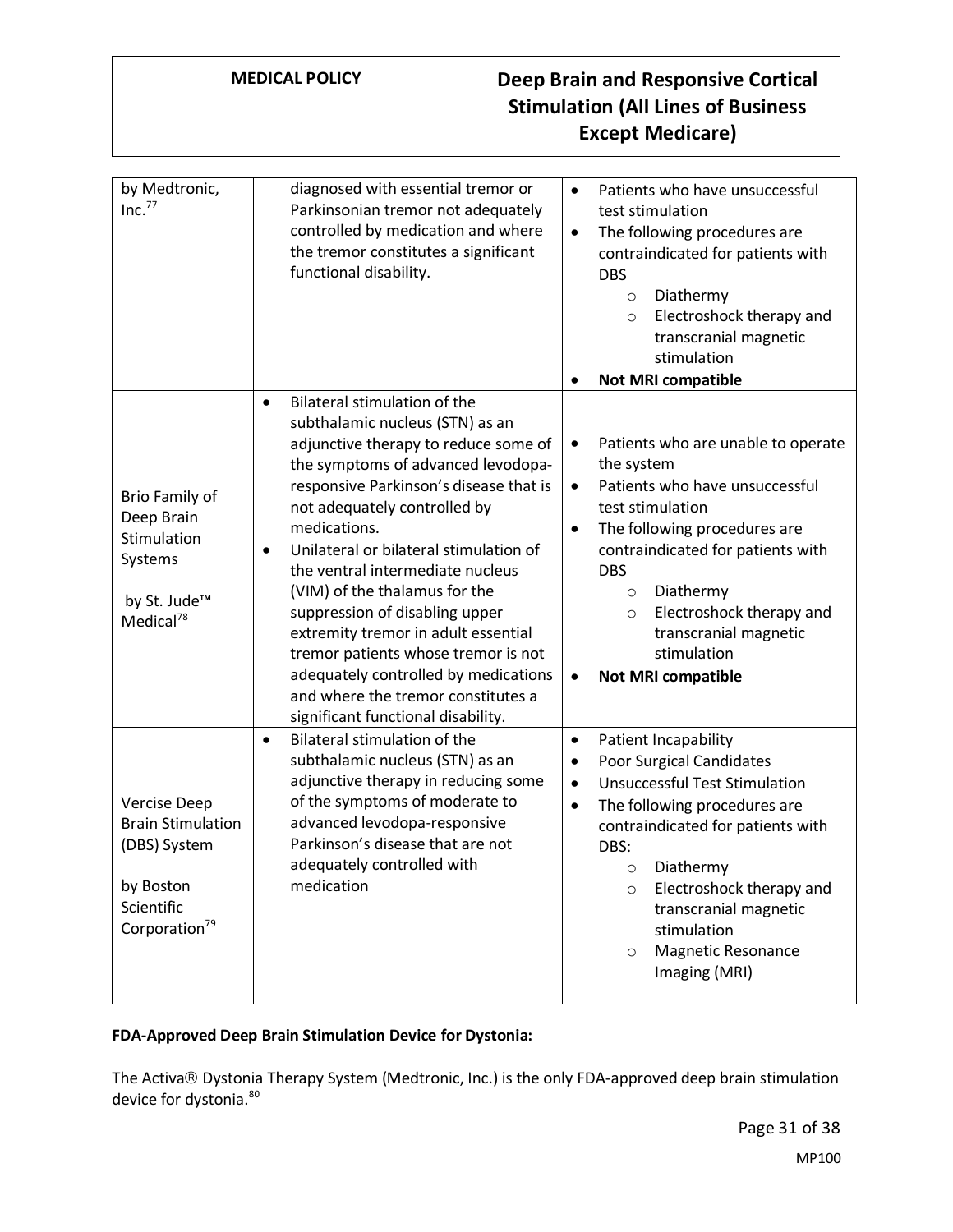| | | |
|---|---|---|
| by Medtronic, Inc.[77] | diagnosed with essential tremor or Parkinsonian tremor not adequately controlled by medication and where the tremor constitutes a significant functional disability. | • Patients who have unsuccessful test stimulation<br>• The following procedures are contraindicated for patients with DBS<br>  ○ Diathermy<br>  ○ Electroshock therapy and transcranial magnetic stimulation<br>• **Not MRI compatible** |
| Brio Family of Deep Brain Stimulation Systems<br><br>by St. Jude™ Medical[78] | • Bilateral stimulation of the subthalamic nucleus (STN) as an adjunctive therapy to reduce some of the symptoms of advanced levodopa-responsive Parkinson's disease that is not adequately controlled by medications.<br>• Unilateral or bilateral stimulation of the ventral intermediate nucleus (VIM) of the thalamus for the suppression of disabling upper extremity tremor in adult essential tremor patients whose tremor is not adequately controlled by medications and where the tremor constitutes a significant functional disability. | • Patients who are unable to operate the system<br>• Patients who have unsuccessful test stimulation<br>• The following procedures are contraindicated for patients with DBS<br>  ○ Diathermy<br>  ○ Electroshock therapy and transcranial magnetic stimulation<br>• **Not MRI compatible** |
| Vercise Deep Brain Stimulation (DBS) System<br><br>by Boston Scientific Corporation[79] | • Bilateral stimulation of the subthalamic nucleus (STN) as an adjunctive therapy in reducing some of the symptoms of moderate to advanced levodopa-responsive Parkinson's disease that are not adequately controlled with medication | • Patient Incapability<br>• Poor Surgical Candidates<br>• Unsuccessful Test Stimulation<br>• The following procedures are contraindicated for patients with DBS:<br>  ○ Diathermy<br>  ○ Electroshock therapy and transcranial magnetic stimulation<br>  ○ Magnetic Resonance Imaging (MRI) |

**FDA-Approved Deep Brain Stimulation Device for Dystonia:**

The Activa® Dystonia Therapy System (Medtronic, Inc.) is the only FDA-approved deep brain stimulation device for dystonia.[80]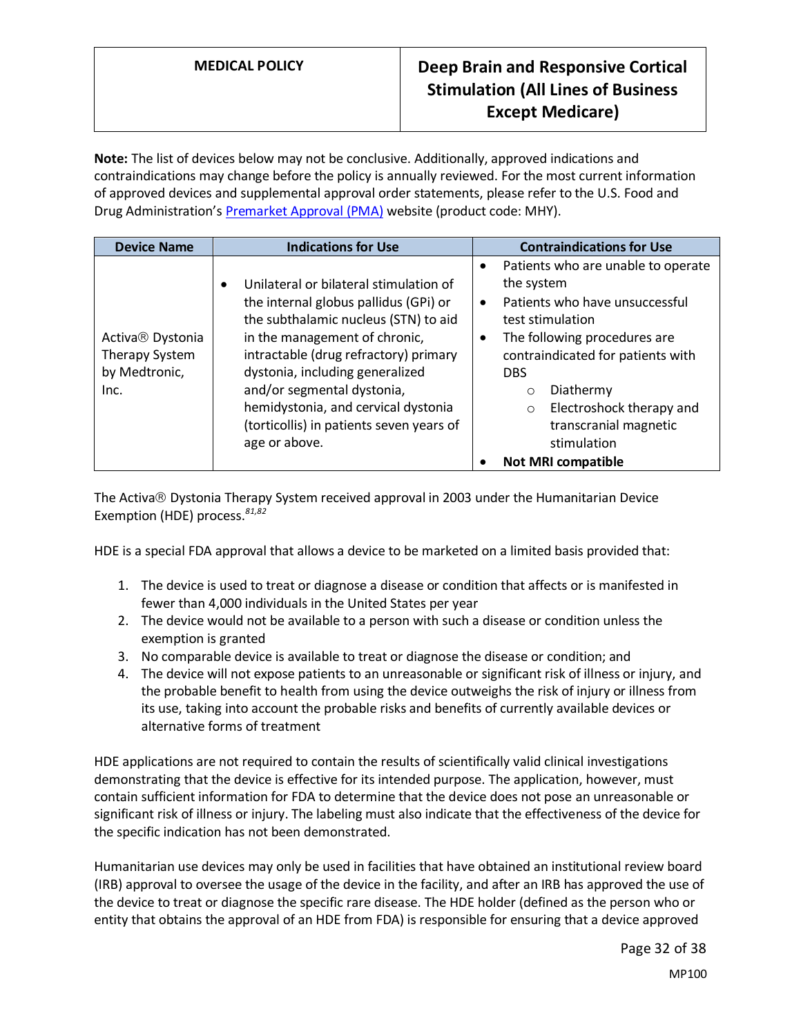**Note:** The list of devices below may not be conclusive. Additionally, approved indications and contraindications may change before the policy is annually reviewed. For the most current information of approved devices and supplemental approval order statements, please refer to the U.S. Food and Drug Administration's [Premarket Approval (PMA)](Premarket Approval (PMA)) website (product code: MHY).

| Device Name | Indications for Use | Contraindications for Use |
|---|---|---|
| Activa® Dystonia Therapy System by Medtronic, Inc. | • Unilateral or bilateral stimulation of the internal globus pallidus (GPi) or the subthalamic nucleus (STN) to aid in the management of chronic, intractable (drug refractory) primary dystonia, including generalized and/or segmental dystonia, hemidystonia, and cervical dystonia (torticollis) in patients seven years of age or above. | • Patients who are unable to operate the system<br>• Patients who have unsuccessful test stimulation<br>• The following procedures are contraindicated for patients with DBS<br>  ○ Diathermy<br>  ○ Electroshock therapy and transcranial magnetic stimulation<br>• **Not MRI compatible** |

The Activa® Dystonia Therapy System received approval in 2003 under the Humanitarian Device Exemption (HDE) process.[81,82]

HDE is a special FDA approval that allows a device to be marketed on a limited basis provided that:

1. The device is used to treat or diagnose a disease or condition that affects or is manifested in fewer than 4,000 individuals in the United States per year
2. The device would not be available to a person with such a disease or condition unless the exemption is granted
3. No comparable device is available to treat or diagnose the disease or condition; and
4. The device will not expose patients to an unreasonable or significant risk of illness or injury, and the probable benefit to health from using the device outweighs the risk of injury or illness from its use, taking into account the probable risks and benefits of currently available devices or alternative forms of treatment

HDE applications are not required to contain the results of scientifically valid clinical investigations demonstrating that the device is effective for its intended purpose. The application, however, must contain sufficient information for FDA to determine that the device does not pose an unreasonable or significant risk of illness or injury. The labeling must also indicate that the effectiveness of the device for the specific indication has not been demonstrated.

Humanitarian use devices may only be used in facilities that have obtained an institutional review board (IRB) approval to oversee the usage of the device in the facility, and after an IRB has approved the use of the device to treat or diagnose the specific rare disease. The HDE holder (defined as the person who or entity that obtains the approval of an HDE from FDA) is responsible for ensuring that a device approved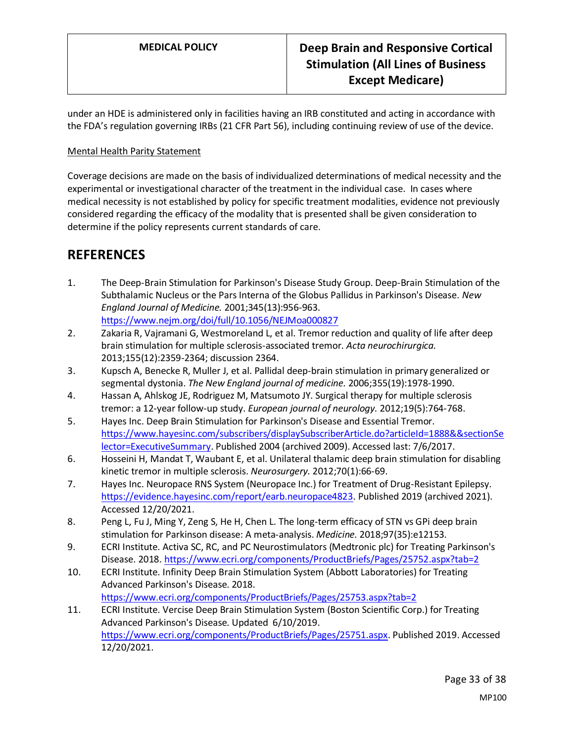under an HDE is administered only in facilities having an IRB constituted and acting in accordance with the FDA's regulation governing IRBs (21 CFR Part 56), including continuing review of use of the device.

Mental Health Parity Statement

Coverage decisions are made on the basis of individualized determinations of medical necessity and the experimental or investigational character of the treatment in the individual case. In cases where medical necessity is not established by policy for specific treatment modalities, evidence not previously considered regarding the efficacy of the modality that is presented shall be given consideration to determine if the policy represents current standards of care.

## REFERENCES

1. The Deep-Brain Stimulation for Parkinson's Disease Study Group. Deep-Brain Stimulation of the Subthalamic Nucleus or the Pars Interna of the Globus Pallidus in Parkinson's Disease. *New England Journal of Medicine.* 2001;345(13):956-963. https://www.nejm.org/doi/full/10.1056/NEJMoa000827
2. Zakaria R, Vajramani G, Westmoreland L, et al. Tremor reduction and quality of life after deep brain stimulation for multiple sclerosis-associated tremor. *Acta neurochirurgica.* 2013;155(12):2359-2364; discussion 2364.
3. Kupsch A, Benecke R, Muller J, et al. Pallidal deep-brain stimulation in primary generalized or segmental dystonia. *The New England journal of medicine.* 2006;355(19):1978-1990.
4. Hassan A, Ahlskog JE, Rodriguez M, Matsumoto JY. Surgical therapy for multiple sclerosis tremor: a 12-year follow-up study. *European journal of neurology.* 2012;19(5):764-768.
5. Hayes Inc. Deep Brain Stimulation for Parkinson's Disease and Essential Tremor. https://www.hayesinc.com/subscribers/displaySubscriberArticle.do?articleId=1888&&sectionSelector=ExecutiveSummary. Published 2004 (archived 2009). Accessed last: 7/6/2017.
6. Hosseini H, Mandat T, Waubant E, et al. Unilateral thalamic deep brain stimulation for disabling kinetic tremor in multiple sclerosis. *Neurosurgery.* 2012;70(1):66-69.
7. Hayes Inc. Neuropace RNS System (Neuropace Inc.) for Treatment of Drug-Resistant Epilepsy. https://evidence.hayesinc.com/report/earb.neuropace4823. Published 2019 (archived 2021). Accessed 12/20/2021.
8. Peng L, Fu J, Ming Y, Zeng S, He H, Chen L. The long-term efficacy of STN vs GPi deep brain stimulation for Parkinson disease: A meta-analysis. *Medicine.* 2018;97(35):e12153.
9. ECRI Institute. Activa SC, RC, and PC Neurostimulators (Medtronic plc) for Treating Parkinson's Disease. 2018. https://www.ecri.org/components/ProductBriefs/Pages/25752.aspx?tab=2
10. ECRI Institute. Infinity Deep Brain Stimulation System (Abbott Laboratories) for Treating Advanced Parkinson's Disease. 2018. https://www.ecri.org/components/ProductBriefs/Pages/25753.aspx?tab=2
11. ECRI Institute. Vercise Deep Brain Stimulation System (Boston Scientific Corp.) for Treating Advanced Parkinson's Disease. Updated 6/10/2019. https://www.ecri.org/components/ProductBriefs/Pages/25751.aspx. Published 2019. Accessed 12/20/2021.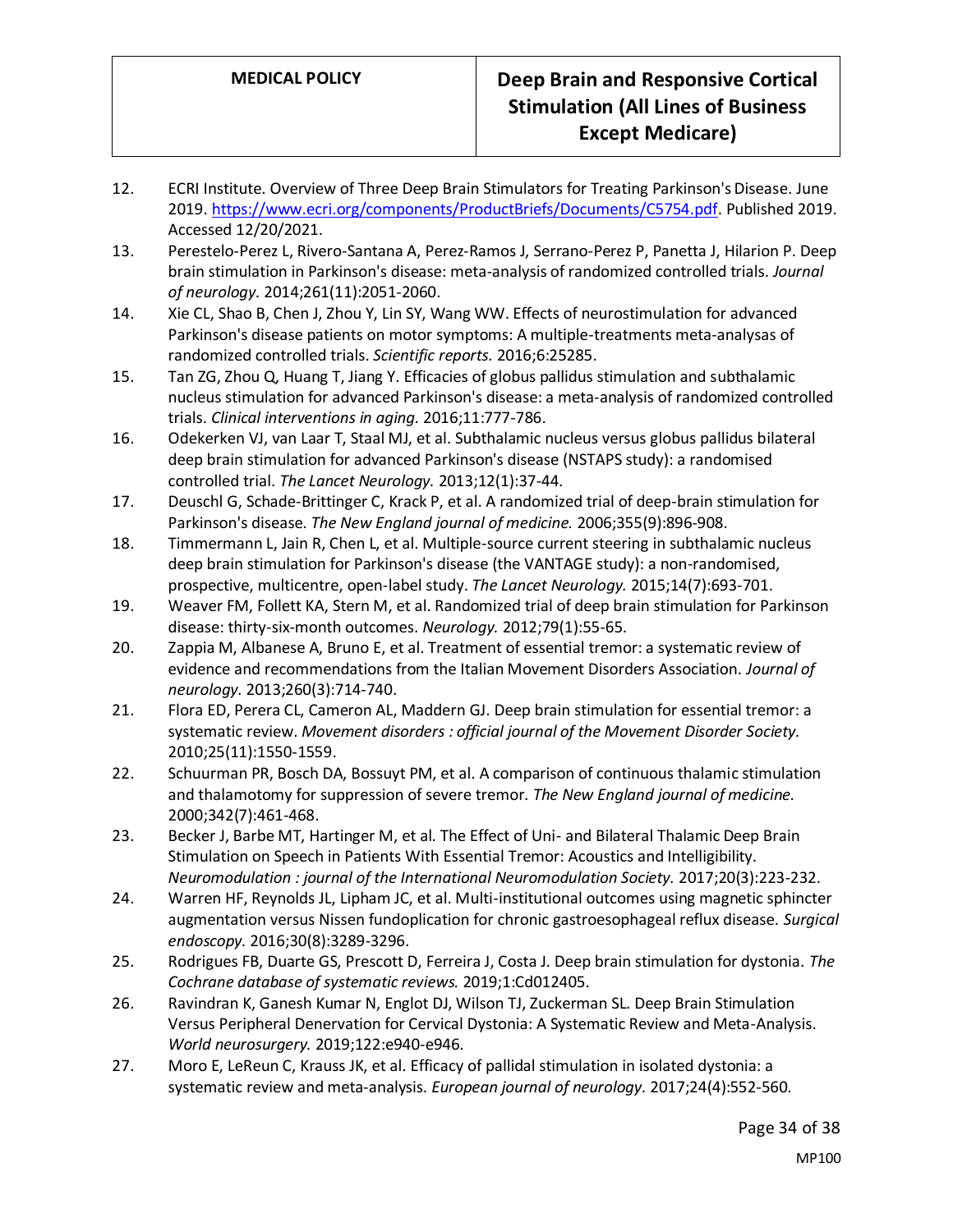12. ECRI Institute. Overview of Three Deep Brain Stimulators for Treating Parkinson's Disease. June 2019. https://www.ecri.org/components/ProductBriefs/Documents/C5754.pdf. Published 2019. Accessed 12/20/2021.
13. Perestelo-Perez L, Rivero-Santana A, Perez-Ramos J, Serrano-Perez P, Panetta J, Hilarion P. Deep brain stimulation in Parkinson's disease: meta-analysis of randomized controlled trials. *Journal of neurology.* 2014;261(11):2051-2060.
14. Xie CL, Shao B, Chen J, Zhou Y, Lin SY, Wang WW. Effects of neurostimulation for advanced Parkinson's disease patients on motor symptoms: A multiple-treatments meta-analysas of randomized controlled trials. *Scientific reports.* 2016;6:25285.
15. Tan ZG, Zhou Q, Huang T, Jiang Y. Efficacies of globus pallidus stimulation and subthalamic nucleus stimulation for advanced Parkinson's disease: a meta-analysis of randomized controlled trials. *Clinical interventions in aging.* 2016;11:777-786.
16. Odekerken VJ, van Laar T, Staal MJ, et al. Subthalamic nucleus versus globus pallidus bilateral deep brain stimulation for advanced Parkinson's disease (NSTAPS study): a randomised controlled trial. *The Lancet Neurology.* 2013;12(1):37-44.
17. Deuschl G, Schade-Brittinger C, Krack P, et al. A randomized trial of deep-brain stimulation for Parkinson's disease. *The New England journal of medicine.* 2006;355(9):896-908.
18. Timmermann L, Jain R, Chen L, et al. Multiple-source current steering in subthalamic nucleus deep brain stimulation for Parkinson's disease (the VANTAGE study): a non-randomised, prospective, multicentre, open-label study. *The Lancet Neurology.* 2015;14(7):693-701.
19. Weaver FM, Follett KA, Stern M, et al. Randomized trial of deep brain stimulation for Parkinson disease: thirty-six-month outcomes. *Neurology.* 2012;79(1):55-65.
20. Zappia M, Albanese A, Bruno E, et al. Treatment of essential tremor: a systematic review of evidence and recommendations from the Italian Movement Disorders Association. *Journal of neurology.* 2013;260(3):714-740.
21. Flora ED, Perera CL, Cameron AL, Maddern GJ. Deep brain stimulation for essential tremor: a systematic review. *Movement disorders : official journal of the Movement Disorder Society.* 2010;25(11):1550-1559.
22. Schuurman PR, Bosch DA, Bossuyt PM, et al. A comparison of continuous thalamic stimulation and thalamotomy for suppression of severe tremor. *The New England journal of medicine.* 2000;342(7):461-468.
23. Becker J, Barbe MT, Hartinger M, et al. The Effect of Uni- and Bilateral Thalamic Deep Brain Stimulation on Speech in Patients With Essential Tremor: Acoustics and Intelligibility. *Neuromodulation : journal of the International Neuromodulation Society.* 2017;20(3):223-232.
24. Warren HF, Reynolds JL, Lipham JC, et al. Multi-institutional outcomes using magnetic sphincter augmentation versus Nissen fundoplication for chronic gastroesophageal reflux disease. *Surgical endoscopy.* 2016;30(8):3289-3296.
25. Rodrigues FB, Duarte GS, Prescott D, Ferreira J, Costa J. Deep brain stimulation for dystonia. *The Cochrane database of systematic reviews.* 2019;1:Cd012405.
26. Ravindran K, Ganesh Kumar N, Englot DJ, Wilson TJ, Zuckerman SL. Deep Brain Stimulation Versus Peripheral Denervation for Cervical Dystonia: A Systematic Review and Meta-Analysis. *World neurosurgery.* 2019;122:e940-e946.
27. Moro E, LeReun C, Krauss JK, et al. Efficacy of pallidal stimulation in isolated dystonia: a systematic review and meta-analysis. *European journal of neurology.* 2017;24(4):552-560.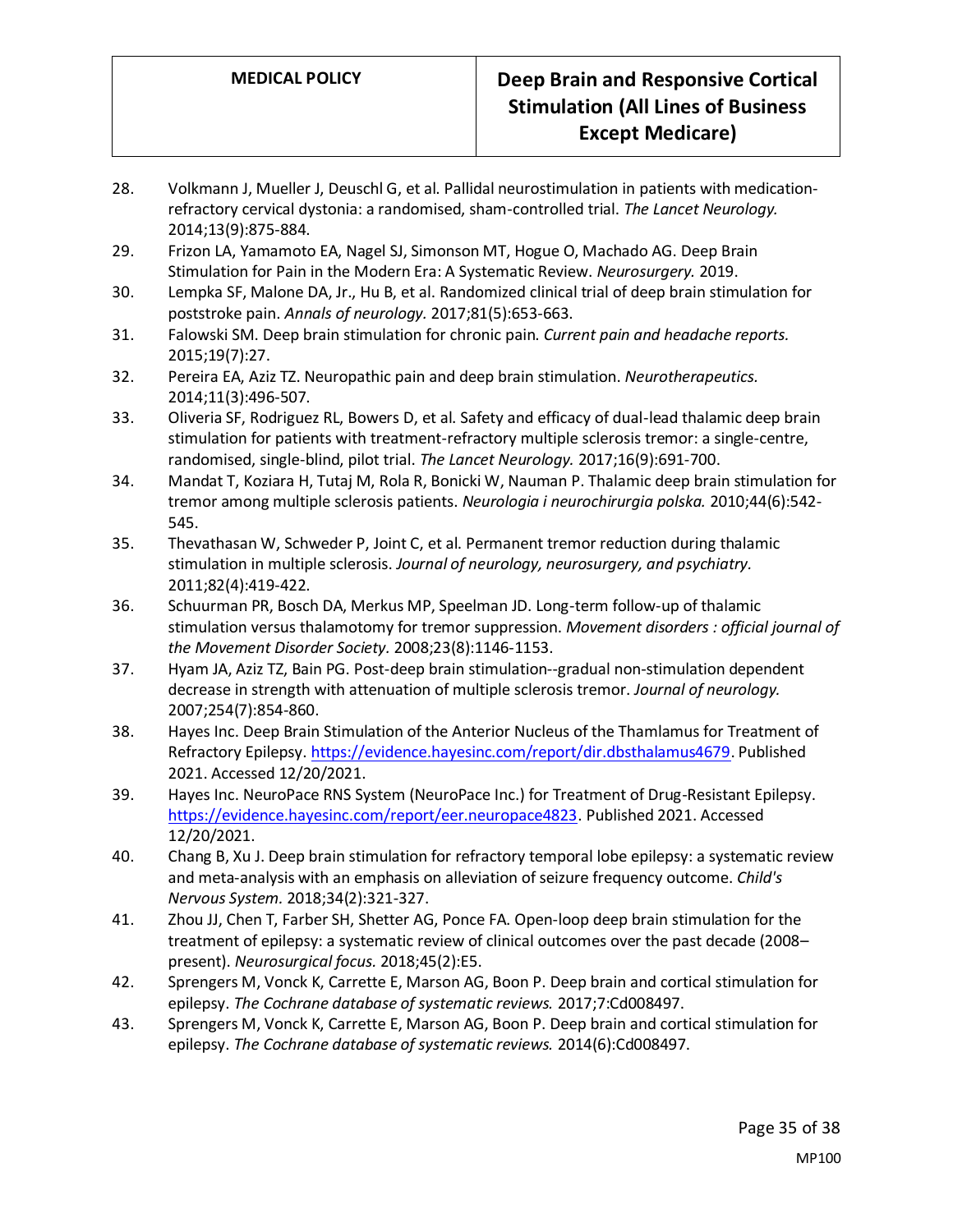28. Volkmann J, Mueller J, Deuschl G, et al. Pallidal neurostimulation in patients with medication-refractory cervical dystonia: a randomised, sham-controlled trial. *The Lancet Neurology.* 2014;13(9):875-884.
29. Frizon LA, Yamamoto EA, Nagel SJ, Simonson MT, Hogue O, Machado AG. Deep Brain Stimulation for Pain in the Modern Era: A Systematic Review. *Neurosurgery.* 2019.
30. Lempka SF, Malone DA, Jr., Hu B, et al. Randomized clinical trial of deep brain stimulation for poststroke pain. *Annals of neurology.* 2017;81(5):653-663.
31. Falowski SM. Deep brain stimulation for chronic pain. *Current pain and headache reports.* 2015;19(7):27.
32. Pereira EA, Aziz TZ. Neuropathic pain and deep brain stimulation. *Neurotherapeutics.* 2014;11(3):496-507.
33. Oliveria SF, Rodriguez RL, Bowers D, et al. Safety and efficacy of dual-lead thalamic deep brain stimulation for patients with treatment-refractory multiple sclerosis tremor: a single-centre, randomised, single-blind, pilot trial. *The Lancet Neurology.* 2017;16(9):691-700.
34. Mandat T, Koziara H, Tutaj M, Rola R, Bonicki W, Nauman P. Thalamic deep brain stimulation for tremor among multiple sclerosis patients. *Neurologia i neurochirurgia polska.* 2010;44(6):542-545.
35. Thevathasan W, Schweder P, Joint C, et al. Permanent tremor reduction during thalamic stimulation in multiple sclerosis. *Journal of neurology, neurosurgery, and psychiatry.* 2011;82(4):419-422.
36. Schuurman PR, Bosch DA, Merkus MP, Speelman JD. Long-term follow-up of thalamic stimulation versus thalamotomy for tremor suppression. *Movement disorders : official journal of the Movement Disorder Society.* 2008;23(8):1146-1153.
37. Hyam JA, Aziz TZ, Bain PG. Post-deep brain stimulation--gradual non-stimulation dependent decrease in strength with attenuation of multiple sclerosis tremor. *Journal of neurology.* 2007;254(7):854-860.
38. Hayes Inc. Deep Brain Stimulation of the Anterior Nucleus of the Thamlamus for Treatment of Refractory Epilepsy. https://evidence.hayesinc.com/report/dir.dbsthalamus4679. Published 2021. Accessed 12/20/2021.
39. Hayes Inc. NeuroPace RNS System (NeuroPace Inc.) for Treatment of Drug-Resistant Epilepsy. https://evidence.hayesinc.com/report/eer.neuropace4823. Published 2021. Accessed 12/20/2021.
40. Chang B, Xu J. Deep brain stimulation for refractory temporal lobe epilepsy: a systematic review and meta-analysis with an emphasis on alleviation of seizure frequency outcome. *Child's Nervous System.* 2018;34(2):321-327.
41. Zhou JJ, Chen T, Farber SH, Shetter AG, Ponce FA. Open-loop deep brain stimulation for the treatment of epilepsy: a systematic review of clinical outcomes over the past decade (2008–present). *Neurosurgical focus.* 2018;45(2):E5.
42. Sprengers M, Vonck K, Carrette E, Marson AG, Boon P. Deep brain and cortical stimulation for epilepsy. *The Cochrane database of systematic reviews.* 2017;7:Cd008497.
43. Sprengers M, Vonck K, Carrette E, Marson AG, Boon P. Deep brain and cortical stimulation for epilepsy. *The Cochrane database of systematic reviews.* 2014(6):Cd008497.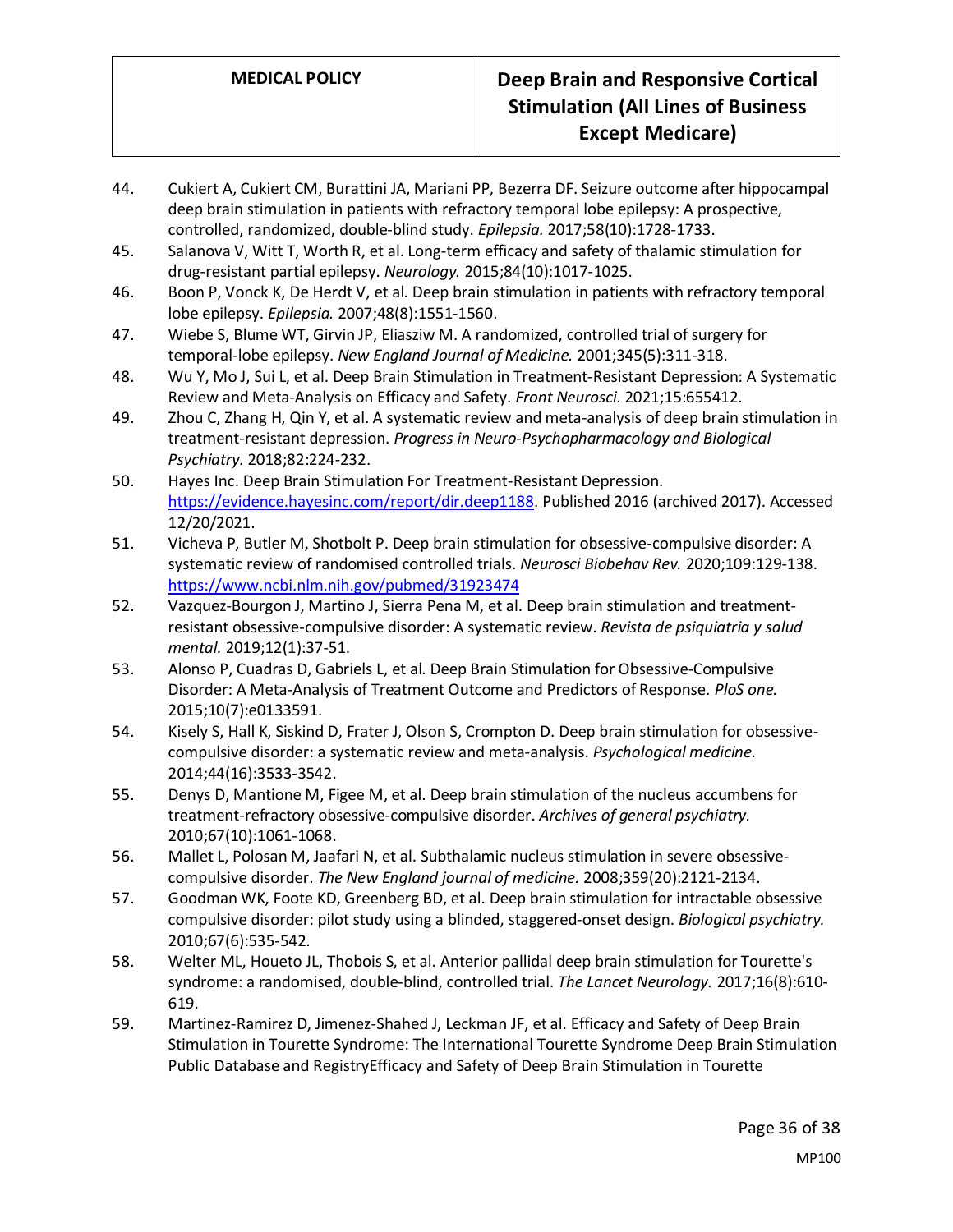44. Cukiert A, Cukiert CM, Burattini JA, Mariani PP, Bezerra DF. Seizure outcome after hippocampal deep brain stimulation in patients with refractory temporal lobe epilepsy: A prospective, controlled, randomized, double-blind study. *Epilepsia.* 2017;58(10):1728-1733.
45. Salanova V, Witt T, Worth R, et al. Long-term efficacy and safety of thalamic stimulation for drug-resistant partial epilepsy. *Neurology.* 2015;84(10):1017-1025.
46. Boon P, Vonck K, De Herdt V, et al. Deep brain stimulation in patients with refractory temporal lobe epilepsy. *Epilepsia.* 2007;48(8):1551-1560.
47. Wiebe S, Blume WT, Girvin JP, Eliasziw M. A randomized, controlled trial of surgery for temporal-lobe epilepsy. *New England Journal of Medicine.* 2001;345(5):311-318.
48. Wu Y, Mo J, Sui L, et al. Deep Brain Stimulation in Treatment-Resistant Depression: A Systematic Review and Meta-Analysis on Efficacy and Safety. *Front Neurosci.* 2021;15:655412.
49. Zhou C, Zhang H, Qin Y, et al. A systematic review and meta-analysis of deep brain stimulation in treatment-resistant depression. *Progress in Neuro-Psychopharmacology and Biological Psychiatry.* 2018;82:224-232.
50. Hayes Inc. Deep Brain Stimulation For Treatment-Resistant Depression. https://evidence.hayesinc.com/report/dir.deep1188. Published 2016 (archived 2017). Accessed 12/20/2021.
51. Vicheva P, Butler M, Shotbolt P. Deep brain stimulation for obsessive-compulsive disorder: A systematic review of randomised controlled trials. *Neurosci Biobehav Rev.* 2020;109:129-138. https://www.ncbi.nlm.nih.gov/pubmed/31923474
52. Vazquez-Bourgon J, Martino J, Sierra Pena M, et al. Deep brain stimulation and treatment-resistant obsessive-compulsive disorder: A systematic review. *Revista de psiquiatria y salud mental.* 2019;12(1):37-51.
53. Alonso P, Cuadras D, Gabriels L, et al. Deep Brain Stimulation for Obsessive-Compulsive Disorder: A Meta-Analysis of Treatment Outcome and Predictors of Response. *PloS one.* 2015;10(7):e0133591.
54. Kisely S, Hall K, Siskind D, Frater J, Olson S, Crompton D. Deep brain stimulation for obsessive-compulsive disorder: a systematic review and meta-analysis. *Psychological medicine.* 2014;44(16):3533-3542.
55. Denys D, Mantione M, Figee M, et al. Deep brain stimulation of the nucleus accumbens for treatment-refractory obsessive-compulsive disorder. *Archives of general psychiatry.* 2010;67(10):1061-1068.
56. Mallet L, Polosan M, Jaafari N, et al. Subthalamic nucleus stimulation in severe obsessive-compulsive disorder. *The New England journal of medicine.* 2008;359(20):2121-2134.
57. Goodman WK, Foote KD, Greenberg BD, et al. Deep brain stimulation for intractable obsessive compulsive disorder: pilot study using a blinded, staggered-onset design. *Biological psychiatry.* 2010;67(6):535-542.
58. Welter ML, Houeto JL, Thobois S, et al. Anterior pallidal deep brain stimulation for Tourette's syndrome: a randomised, double-blind, controlled trial. *The Lancet Neurology.* 2017;16(8):610-619.
59. Martinez-Ramirez D, Jimenez-Shahed J, Leckman JF, et al. Efficacy and Safety of Deep Brain Stimulation in Tourette Syndrome: The International Tourette Syndrome Deep Brain Stimulation Public Database and RegistryEfficacy and Safety of Deep Brain Stimulation in Tourette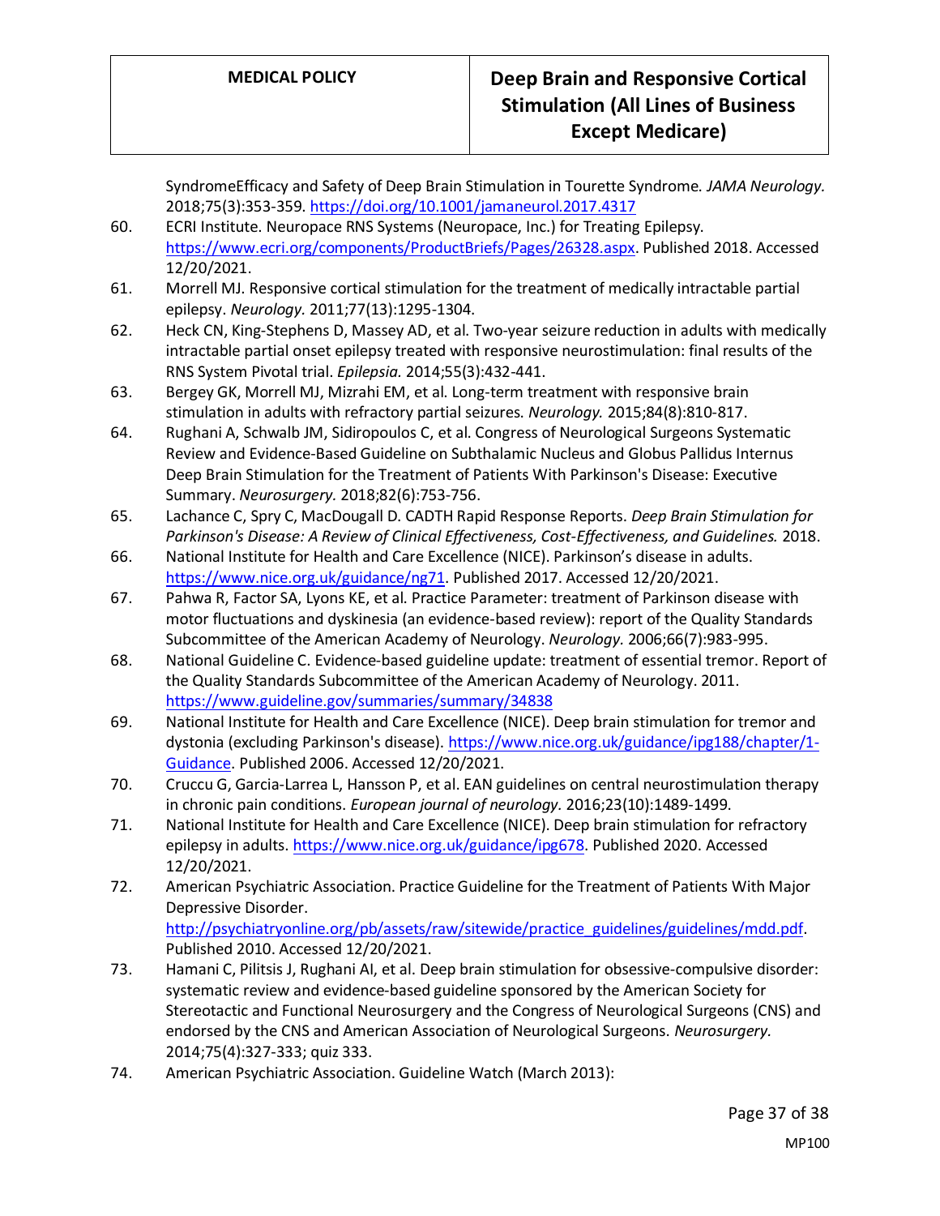SyndromeEfficacy and Safety of Deep Brain Stimulation in Tourette Syndrome. *JAMA Neurology.* 2018;75(3):353-359. https://doi.org/10.1001/jamaneurol.2017.4317

60. ECRI Institute. Neuropace RNS Systems (Neuropace, Inc.) for Treating Epilepsy. https://www.ecri.org/components/ProductBriefs/Pages/26328.aspx. Published 2018. Accessed 12/20/2021.
61. Morrell MJ. Responsive cortical stimulation for the treatment of medically intractable partial epilepsy. *Neurology.* 2011;77(13):1295-1304.
62. Heck CN, King-Stephens D, Massey AD, et al. Two-year seizure reduction in adults with medically intractable partial onset epilepsy treated with responsive neurostimulation: final results of the RNS System Pivotal trial. *Epilepsia.* 2014;55(3):432-441.
63. Bergey GK, Morrell MJ, Mizrahi EM, et al. Long-term treatment with responsive brain stimulation in adults with refractory partial seizures. *Neurology.* 2015;84(8):810-817.
64. Rughani A, Schwalb JM, Sidiropoulos C, et al. Congress of Neurological Surgeons Systematic Review and Evidence-Based Guideline on Subthalamic Nucleus and Globus Pallidus Internus Deep Brain Stimulation for the Treatment of Patients With Parkinson's Disease: Executive Summary. *Neurosurgery.* 2018;82(6):753-756.
65. Lachance C, Spry C, MacDougall D. CADTH Rapid Response Reports. *Deep Brain Stimulation for Parkinson's Disease: A Review of Clinical Effectiveness, Cost-Effectiveness, and Guidelines.* 2018.
66. National Institute for Health and Care Excellence (NICE). Parkinson's disease in adults. https://www.nice.org.uk/guidance/ng71. Published 2017. Accessed 12/20/2021.
67. Pahwa R, Factor SA, Lyons KE, et al. Practice Parameter: treatment of Parkinson disease with motor fluctuations and dyskinesia (an evidence-based review): report of the Quality Standards Subcommittee of the American Academy of Neurology. *Neurology.* 2006;66(7):983-995.
68. National Guideline C. Evidence-based guideline update: treatment of essential tremor. Report of the Quality Standards Subcommittee of the American Academy of Neurology. 2011. https://www.guideline.gov/summaries/summary/34838
69. National Institute for Health and Care Excellence (NICE). Deep brain stimulation for tremor and dystonia (excluding Parkinson's disease). https://www.nice.org.uk/guidance/ipg188/chapter/1-Guidance. Published 2006. Accessed 12/20/2021.
70. Cruccu G, Garcia-Larrea L, Hansson P, et al. EAN guidelines on central neurostimulation therapy in chronic pain conditions. *European journal of neurology.* 2016;23(10):1489-1499.
71. National Institute for Health and Care Excellence (NICE). Deep brain stimulation for refractory epilepsy in adults. https://www.nice.org.uk/guidance/ipg678. Published 2020. Accessed 12/20/2021.
72. American Psychiatric Association. Practice Guideline for the Treatment of Patients With Major Depressive Disorder. http://psychiatryonline.org/pb/assets/raw/sitewide/practice_guidelines/guidelines/mdd.pdf. Published 2010. Accessed 12/20/2021.
73. Hamani C, Pilitsis J, Rughani AI, et al. Deep brain stimulation for obsessive-compulsive disorder: systematic review and evidence-based guideline sponsored by the American Society for Stereotactic and Functional Neurosurgery and the Congress of Neurological Surgeons (CNS) and endorsed by the CNS and American Association of Neurological Surgeons. *Neurosurgery.* 2014;75(4):327-333; quiz 333.
74. American Psychiatric Association. Guideline Watch (March 2013):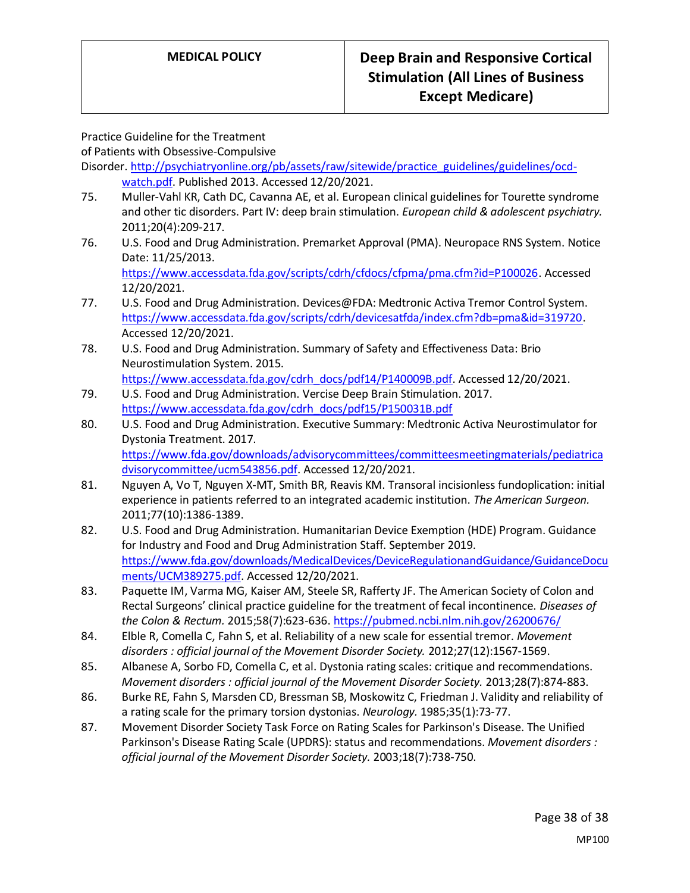Practice Guideline for the Treatment of Patients with Obsessive-Compulsive Disorder. http://psychiatryonline.org/pb/assets/raw/sitewide/practice_guidelines/guidelines/ocd-watch.pdf. Published 2013. Accessed 12/20/2021.

75. Muller-Vahl KR, Cath DC, Cavanna AE, et al. European clinical guidelines for Tourette syndrome and other tic disorders. Part IV: deep brain stimulation. *European child & adolescent psychiatry.* 2011;20(4):209-217.
76. U.S. Food and Drug Administration. Premarket Approval (PMA). Neuropace RNS System. Notice Date: 11/25/2013. https://www.accessdata.fda.gov/scripts/cdrh/cfdocs/cfpma/pma.cfm?id=P100026. Accessed 12/20/2021.
77. U.S. Food and Drug Administration. Devices@FDA: Medtronic Activa Tremor Control System. https://www.accessdata.fda.gov/scripts/cdrh/devicesatfda/index.cfm?db=pma&id=319720. Accessed 12/20/2021.
78. U.S. Food and Drug Administration. Summary of Safety and Effectiveness Data: Brio Neurostimulation System. 2015. https://www.accessdata.fda.gov/cdrh_docs/pdf14/P140009B.pdf. Accessed 12/20/2021.
79. U.S. Food and Drug Administration. Vercise Deep Brain Stimulation. 2017. https://www.accessdata.fda.gov/cdrh_docs/pdf15/P150031B.pdf
80. U.S. Food and Drug Administration. Executive Summary: Medtronic Activa Neurostimulator for Dystonia Treatment. 2017. https://www.fda.gov/downloads/advisorycommittees/committeesmeetingmaterials/pediatricadvisorycommittee/ucm543856.pdf. Accessed 12/20/2021.
81. Nguyen A, Vo T, Nguyen X-MT, Smith BR, Reavis KM. Transoral incisionless fundoplication: initial experience in patients referred to an integrated academic institution. *The American Surgeon.* 2011;77(10):1386-1389.
82. U.S. Food and Drug Administration. Humanitarian Device Exemption (HDE) Program. Guidance for Industry and Food and Drug Administration Staff. September 2019. https://www.fda.gov/downloads/MedicalDevices/DeviceRegulationandGuidance/GuidanceDocuments/UCM389275.pdf. Accessed 12/20/2021.
83. Paquette IM, Varma MG, Kaiser AM, Steele SR, Rafferty JF. The American Society of Colon and Rectal Surgeons' clinical practice guideline for the treatment of fecal incontinence. *Diseases of the Colon & Rectum.* 2015;58(7):623-636. https://pubmed.ncbi.nlm.nih.gov/26200676/
84. Elble R, Comella C, Fahn S, et al. Reliability of a new scale for essential tremor. *Movement disorders : official journal of the Movement Disorder Society.* 2012;27(12):1567-1569.
85. Albanese A, Sorbo FD, Comella C, et al. Dystonia rating scales: critique and recommendations. *Movement disorders : official journal of the Movement Disorder Society.* 2013;28(7):874-883.
86. Burke RE, Fahn S, Marsden CD, Bressman SB, Moskowitz C, Friedman J. Validity and reliability of a rating scale for the primary torsion dystonias. *Neurology.* 1985;35(1):73-77.
87. Movement Disorder Society Task Force on Rating Scales for Parkinson's Disease. The Unified Parkinson's Disease Rating Scale (UPDRS): status and recommendations. *Movement disorders : official journal of the Movement Disorder Society.* 2003;18(7):738-750.